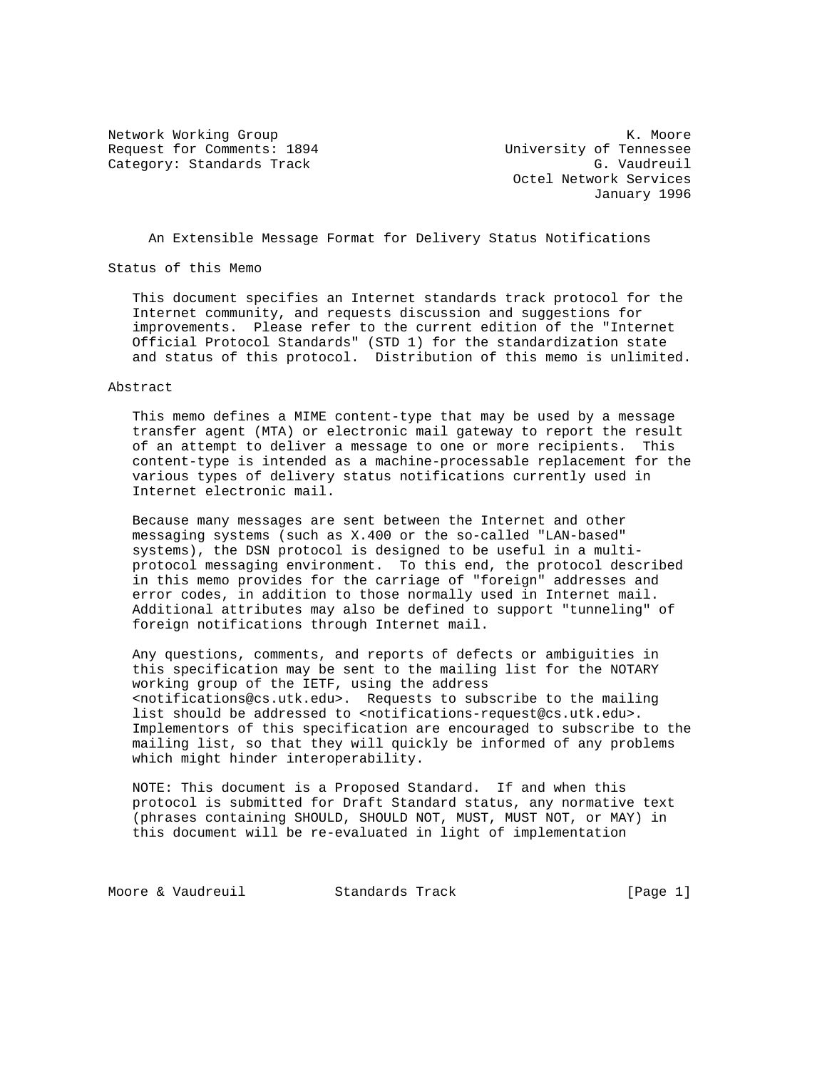Network Working Group K. Moore
Request for Comments: 1894 University of Tennessee
Category: Standards Track G. Vaudreuil
Octel Network Services
January 1996

# An Extensible Message Format for Delivery Status Notifications

## Status of this Memo

This document specifies an Internet standards track protocol for the Internet community, and requests discussion and suggestions for improvements. Please refer to the current edition of the "Internet Official Protocol Standards" (STD 1) for the standardization state and status of this protocol. Distribution of this memo is unlimited.

## Abstract

This memo defines a MIME content-type that may be used by a message transfer agent (MTA) or electronic mail gateway to report the result of an attempt to deliver a message to one or more recipients. This content-type is intended as a machine-processable replacement for the various types of delivery status notifications currently used in Internet electronic mail.

Because many messages are sent between the Internet and other messaging systems (such as X.400 or the so-called "LAN-based" systems), the DSN protocol is designed to be useful in a multi-protocol messaging environment. To this end, the protocol described in this memo provides for the carriage of "foreign" addresses and error codes, in addition to those normally used in Internet mail. Additional attributes may also be defined to support "tunneling" of foreign notifications through Internet mail.

Any questions, comments, and reports of defects or ambiguities in this specification may be sent to the mailing list for the NOTARY working group of the IETF, using the address <notifications@cs.utk.edu>. Requests to subscribe to the mailing list should be addressed to <notifications-request@cs.utk.edu>. Implementors of this specification are encouraged to subscribe to the mailing list, so that they will quickly be informed of any problems which might hinder interoperability.

NOTE: This document is a Proposed Standard. If and when this protocol is submitted for Draft Standard status, any normative text (phrases containing SHOULD, SHOULD NOT, MUST, MUST NOT, or MAY) in this document will be re-evaluated in light of implementation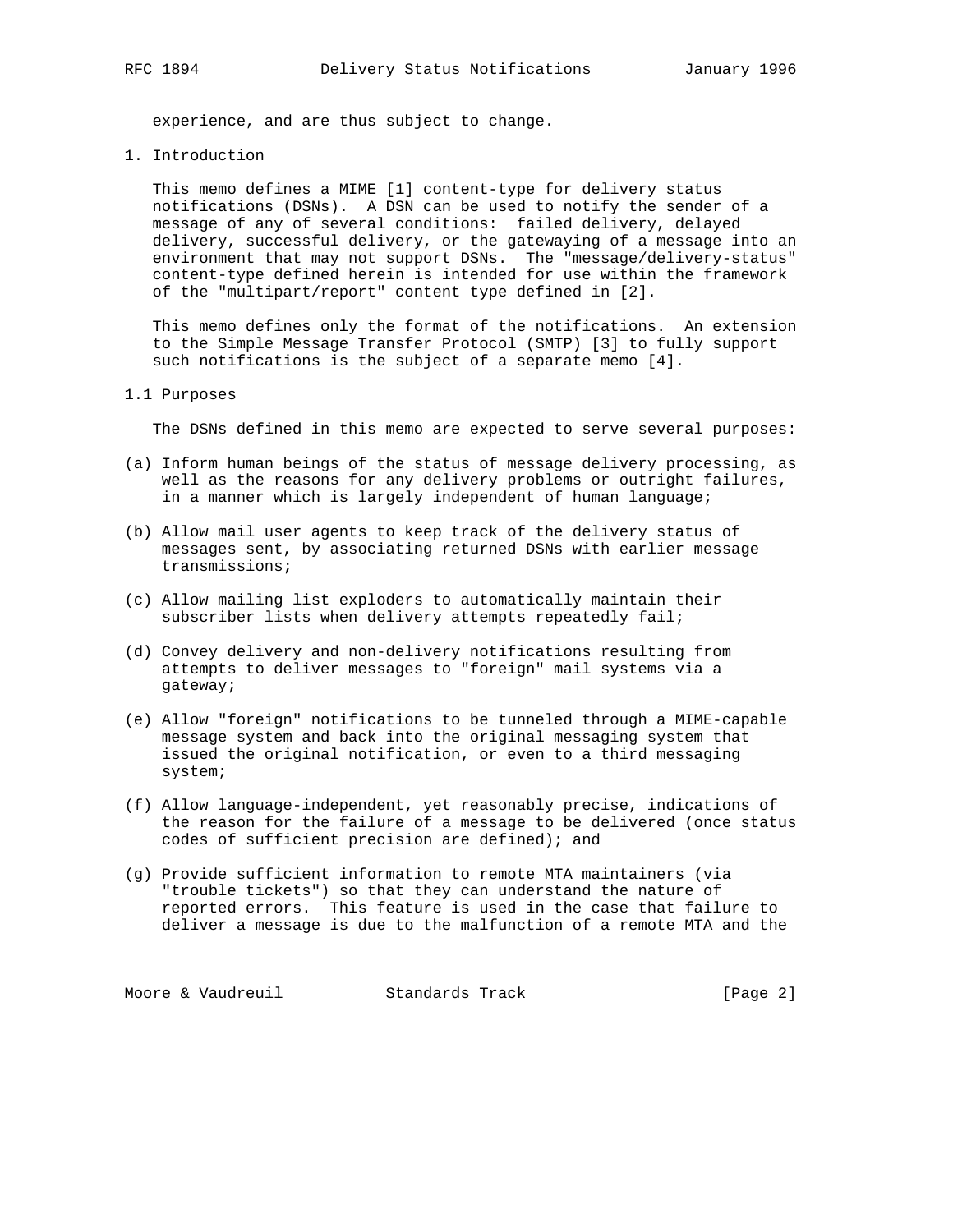experience, and are thus subject to change.

## 1. Introduction

This memo defines a MIME [1] content-type for delivery status notifications (DSNs). A DSN can be used to notify the sender of a message of any of several conditions: failed delivery, delayed delivery, successful delivery, or the gatewaying of a message into an environment that may not support DSNs. The "message/delivery-status" content-type defined herein is intended for use within the framework of the "multipart/report" content type defined in [2].

This memo defines only the format of the notifications. An extension to the Simple Message Transfer Protocol (SMTP) [3] to fully support such notifications is the subject of a separate memo [4].

### 1.1 Purposes

The DSNs defined in this memo are expected to serve several purposes:

(a) Inform human beings of the status of message delivery processing, as well as the reasons for any delivery problems or outright failures, in a manner which is largely independent of human language;

(b) Allow mail user agents to keep track of the delivery status of messages sent, by associating returned DSNs with earlier message transmissions;

(c) Allow mailing list exploders to automatically maintain their subscriber lists when delivery attempts repeatedly fail;

(d) Convey delivery and non-delivery notifications resulting from attempts to deliver messages to "foreign" mail systems via a gateway;

(e) Allow "foreign" notifications to be tunneled through a MIME-capable message system and back into the original messaging system that issued the original notification, or even to a third messaging system;

(f) Allow language-independent, yet reasonably precise, indications of the reason for the failure of a message to be delivered (once status codes of sufficient precision are defined); and

(g) Provide sufficient information to remote MTA maintainers (via "trouble tickets") so that they can understand the nature of reported errors. This feature is used in the case that failure to deliver a message is due to the malfunction of a remote MTA and the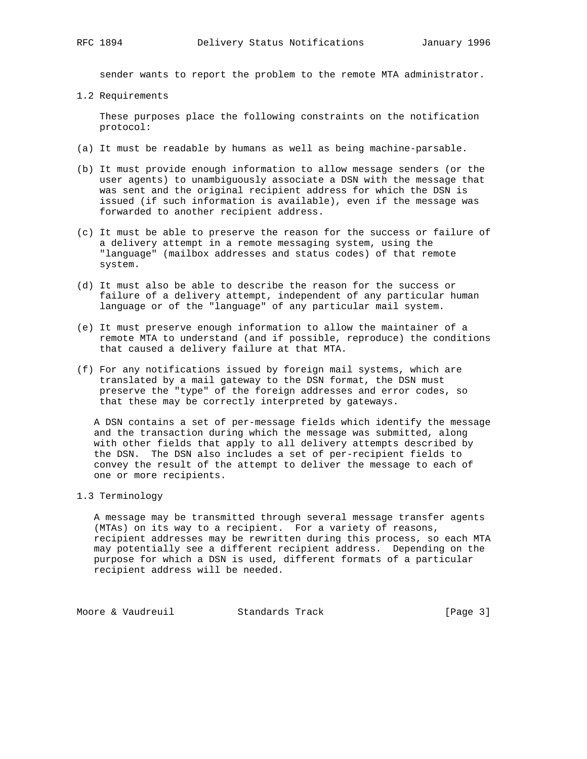sender wants to report the problem to the remote MTA administrator.

## 1.2 Requirements

These purposes place the following constraints on the notification protocol:

(a) It must be readable by humans as well as being machine-parsable.

(b) It must provide enough information to allow message senders (or the user agents) to unambiguously associate a DSN with the message that was sent and the original recipient address for which the DSN is issued (if such information is available), even if the message was forwarded to another recipient address.

(c) It must be able to preserve the reason for the success or failure of a delivery attempt in a remote messaging system, using the "language" (mailbox addresses and status codes) of that remote system.

(d) It must also be able to describe the reason for the success or failure of a delivery attempt, independent of any particular human language or of the "language" of any particular mail system.

(e) It must preserve enough information to allow the maintainer of a remote MTA to understand (and if possible, reproduce) the conditions that caused a delivery failure at that MTA.

(f) For any notifications issued by foreign mail systems, which are translated by a mail gateway to the DSN format, the DSN must preserve the "type" of the foreign addresses and error codes, so that these may be correctly interpreted by gateways.

A DSN contains a set of per-message fields which identify the message and the transaction during which the message was submitted, along with other fields that apply to all delivery attempts described by the DSN. The DSN also includes a set of per-recipient fields to convey the result of the attempt to deliver the message to each of one or more recipients.

## 1.3 Terminology

A message may be transmitted through several message transfer agents (MTAs) on its way to a recipient. For a variety of reasons, recipient addresses may be rewritten during this process, so each MTA may potentially see a different recipient address. Depending on the purpose for which a DSN is used, different formats of a particular recipient address will be needed.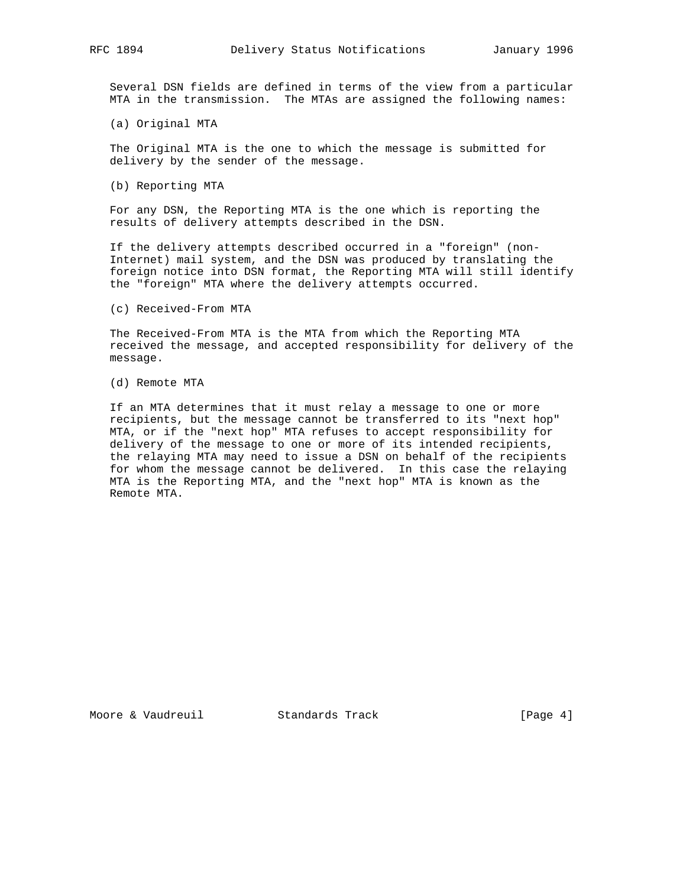Several DSN fields are defined in terms of the view from a particular MTA in the transmission. The MTAs are assigned the following names:

(a) Original MTA

The Original MTA is the one to which the message is submitted for delivery by the sender of the message.

(b) Reporting MTA

For any DSN, the Reporting MTA is the one which is reporting the results of delivery attempts described in the DSN.

If the delivery attempts described occurred in a "foreign" (non-Internet) mail system, and the DSN was produced by translating the foreign notice into DSN format, the Reporting MTA will still identify the "foreign" MTA where the delivery attempts occurred.

(c) Received-From MTA

The Received-From MTA is the MTA from which the Reporting MTA received the message, and accepted responsibility for delivery of the message.

(d) Remote MTA

If an MTA determines that it must relay a message to one or more recipients, but the message cannot be transferred to its "next hop" MTA, or if the "next hop" MTA refuses to accept responsibility for delivery of the message to one or more of its intended recipients, the relaying MTA may need to issue a DSN on behalf of the recipients for whom the message cannot be delivered. In this case the relaying MTA is the Reporting MTA, and the "next hop" MTA is known as the Remote MTA.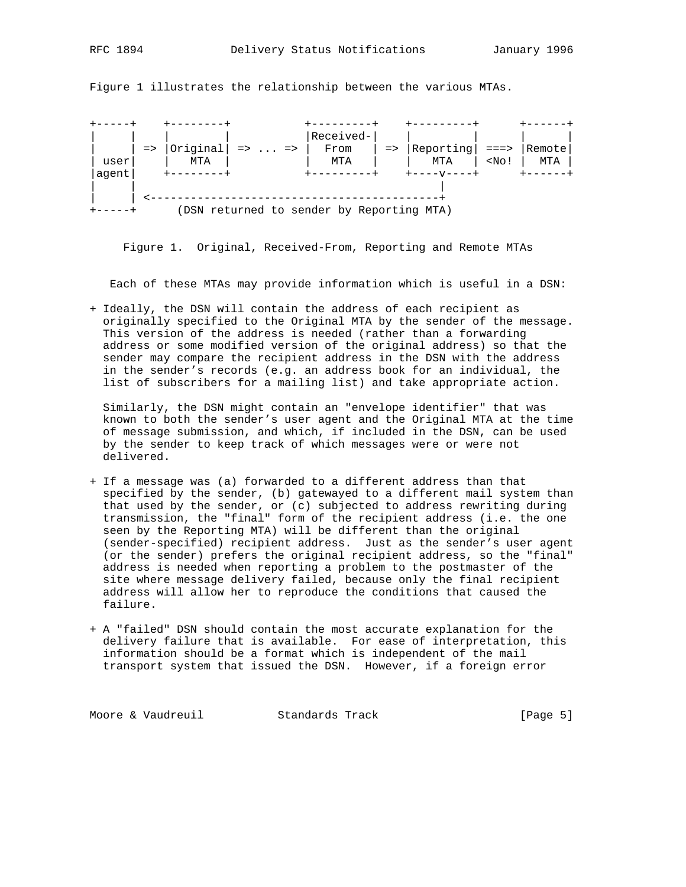Figure 1 illustrates the relationship between the various MTAs.

```
+-----+    +--------+           +---------+    +---------+      +------+
|     |    |        |           |Received-|    |         |      |      |
|     | => |Original| => ... => |  From   | => |Reporting| ===> |Remote|
| user|    |  MTA   |           |   MTA   |    |   MTA   | <No! |  MTA |
|agent|    +--------+           +---------+    +----v----+      +------+
|     |                                             |
|     | <-------------------------------------------+
+-----+      (DSN returned to sender by Reporting MTA)
```

Figure 1. Original, Received-From, Reporting and Remote MTAs

Each of these MTAs may provide information which is useful in a DSN:

+ Ideally, the DSN will contain the address of each recipient as originally specified to the Original MTA by the sender of the message. This version of the address is needed (rather than a forwarding address or some modified version of the original address) so that the sender may compare the recipient address in the DSN with the address in the sender's records (e.g. an address book for an individual, the list of subscribers for a mailing list) and take appropriate action.

  Similarly, the DSN might contain an "envelope identifier" that was known to both the sender's user agent and the Original MTA at the time of message submission, and which, if included in the DSN, can be used by the sender to keep track of which messages were or were not delivered.

+ If a message was (a) forwarded to a different address than that specified by the sender, (b) gatewayed to a different mail system than that used by the sender, or (c) subjected to address rewriting during transmission, the "final" form of the recipient address (i.e. the one seen by the Reporting MTA) will be different than the original (sender-specified) recipient address. Just as the sender's user agent (or the sender) prefers the original recipient address, so the "final" address is needed when reporting a problem to the postmaster of the site where message delivery failed, because only the final recipient address will allow her to reproduce the conditions that caused the failure.

+ A "failed" DSN should contain the most accurate explanation for the delivery failure that is available. For ease of interpretation, this information should be a format which is independent of the mail transport system that issued the DSN. However, if a foreign error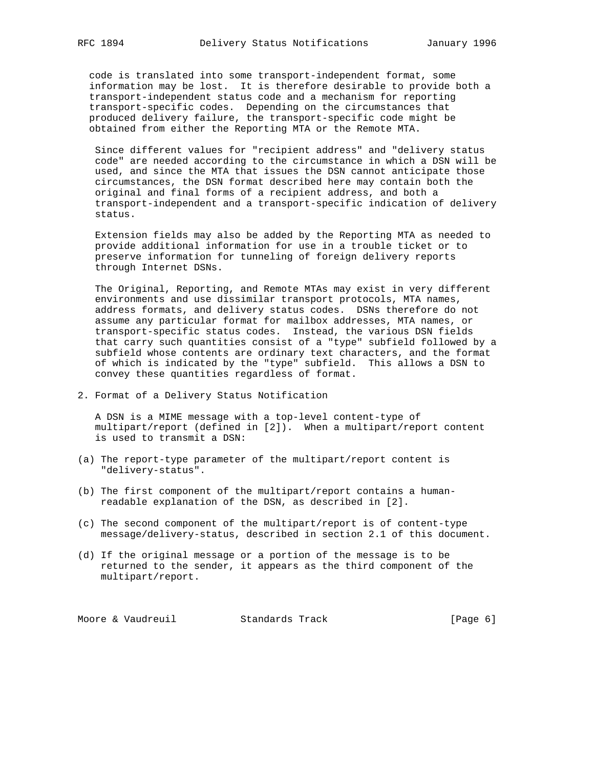code is translated into some transport-independent format, some information may be lost. It is therefore desirable to provide both a transport-independent status code and a mechanism for reporting transport-specific codes. Depending on the circumstances that produced delivery failure, the transport-specific code might be obtained from either the Reporting MTA or the Remote MTA.

Since different values for "recipient address" and "delivery status code" are needed according to the circumstance in which a DSN will be used, and since the MTA that issues the DSN cannot anticipate those circumstances, the DSN format described here may contain both the original and final forms of a recipient address, and both a transport-independent and a transport-specific indication of delivery status.

Extension fields may also be added by the Reporting MTA as needed to provide additional information for use in a trouble ticket or to preserve information for tunneling of foreign delivery reports through Internet DSNs.

The Original, Reporting, and Remote MTAs may exist in very different environments and use dissimilar transport protocols, MTA names, address formats, and delivery status codes. DSNs therefore do not assume any particular format for mailbox addresses, MTA names, or transport-specific status codes. Instead, the various DSN fields that carry such quantities consist of a "type" subfield followed by a subfield whose contents are ordinary text characters, and the format of which is indicated by the "type" subfield. This allows a DSN to convey these quantities regardless of format.

## 2. Format of a Delivery Status Notification

A DSN is a MIME message with a top-level content-type of multipart/report (defined in [2]). When a multipart/report content is used to transmit a DSN:

(a) The report-type parameter of the multipart/report content is "delivery-status".

(b) The first component of the multipart/report contains a human-readable explanation of the DSN, as described in [2].

(c) The second component of the multipart/report is of content-type message/delivery-status, described in section 2.1 of this document.

(d) If the original message or a portion of the message is to be returned to the sender, it appears as the third component of the multipart/report.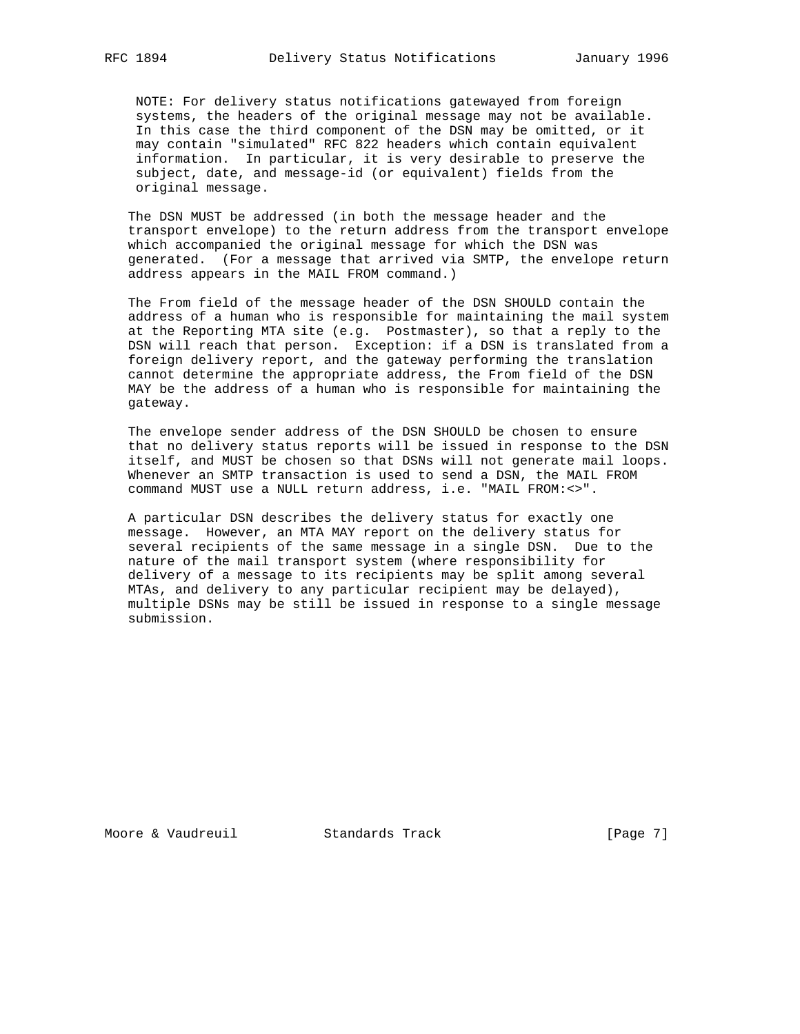NOTE: For delivery status notifications gatewayed from foreign systems, the headers of the original message may not be available. In this case the third component of the DSN may be omitted, or it may contain "simulated" RFC 822 headers which contain equivalent information. In particular, it is very desirable to preserve the subject, date, and message-id (or equivalent) fields from the original message.

The DSN MUST be addressed (in both the message header and the transport envelope) to the return address from the transport envelope which accompanied the original message for which the DSN was generated. (For a message that arrived via SMTP, the envelope return address appears in the MAIL FROM command.)

The From field of the message header of the DSN SHOULD contain the address of a human who is responsible for maintaining the mail system at the Reporting MTA site (e.g. Postmaster), so that a reply to the DSN will reach that person. Exception: if a DSN is translated from a foreign delivery report, and the gateway performing the translation cannot determine the appropriate address, the From field of the DSN MAY be the address of a human who is responsible for maintaining the gateway.

The envelope sender address of the DSN SHOULD be chosen to ensure that no delivery status reports will be issued in response to the DSN itself, and MUST be chosen so that DSNs will not generate mail loops. Whenever an SMTP transaction is used to send a DSN, the MAIL FROM command MUST use a NULL return address, i.e. "MAIL FROM:<>".

A particular DSN describes the delivery status for exactly one message. However, an MTA MAY report on the delivery status for several recipients of the same message in a single DSN. Due to the nature of the mail transport system (where responsibility for delivery of a message to its recipients may be split among several MTAs, and delivery to any particular recipient may be delayed), multiple DSNs may be still be issued in response to a single message submission.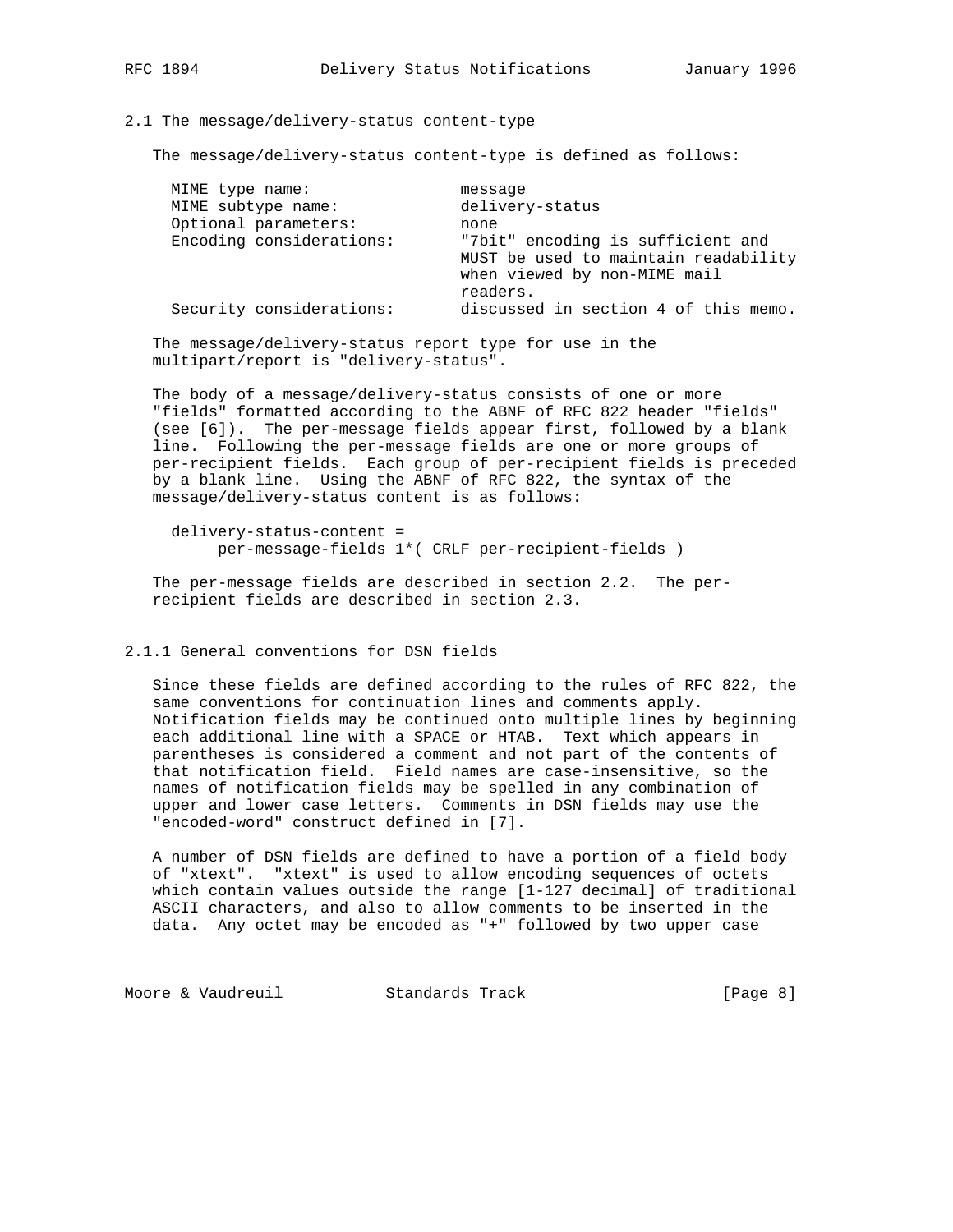### 2.1 The message/delivery-status content-type

The message/delivery-status content-type is defined as follows:

| | |
|---|---|
| MIME type name: | message |
| MIME subtype name: | delivery-status |
| Optional parameters: | none |
| Encoding considerations: | "7bit" encoding is sufficient and MUST be used to maintain readability when viewed by non-MIME mail readers. |
| Security considerations: | discussed in section 4 of this memo. |

The message/delivery-status report type for use in the multipart/report is "delivery-status".

The body of a message/delivery-status consists of one or more "fields" formatted according to the ABNF of RFC 822 header "fields" (see [6]). The per-message fields appear first, followed by a blank line. Following the per-message fields are one or more groups of per-recipient fields. Each group of per-recipient fields is preceded by a blank line. Using the ABNF of RFC 822, the syntax of the message/delivery-status content is as follows:

```
delivery-status-content =
     per-message-fields 1*( CRLF per-recipient-fields )
```

The per-message fields are described in section 2.2. The per-recipient fields are described in section 2.3.

#### 2.1.1 General conventions for DSN fields

Since these fields are defined according to the rules of RFC 822, the same conventions for continuation lines and comments apply. Notification fields may be continued onto multiple lines by beginning each additional line with a SPACE or HTAB. Text which appears in parentheses is considered a comment and not part of the contents of that notification field. Field names are case-insensitive, so the names of notification fields may be spelled in any combination of upper and lower case letters. Comments in DSN fields may use the "encoded-word" construct defined in [7].

A number of DSN fields are defined to have a portion of a field body of "xtext". "xtext" is used to allow encoding sequences of octets which contain values outside the range [1-127 decimal] of traditional ASCII characters, and also to allow comments to be inserted in the data. Any octet may be encoded as "+" followed by two upper case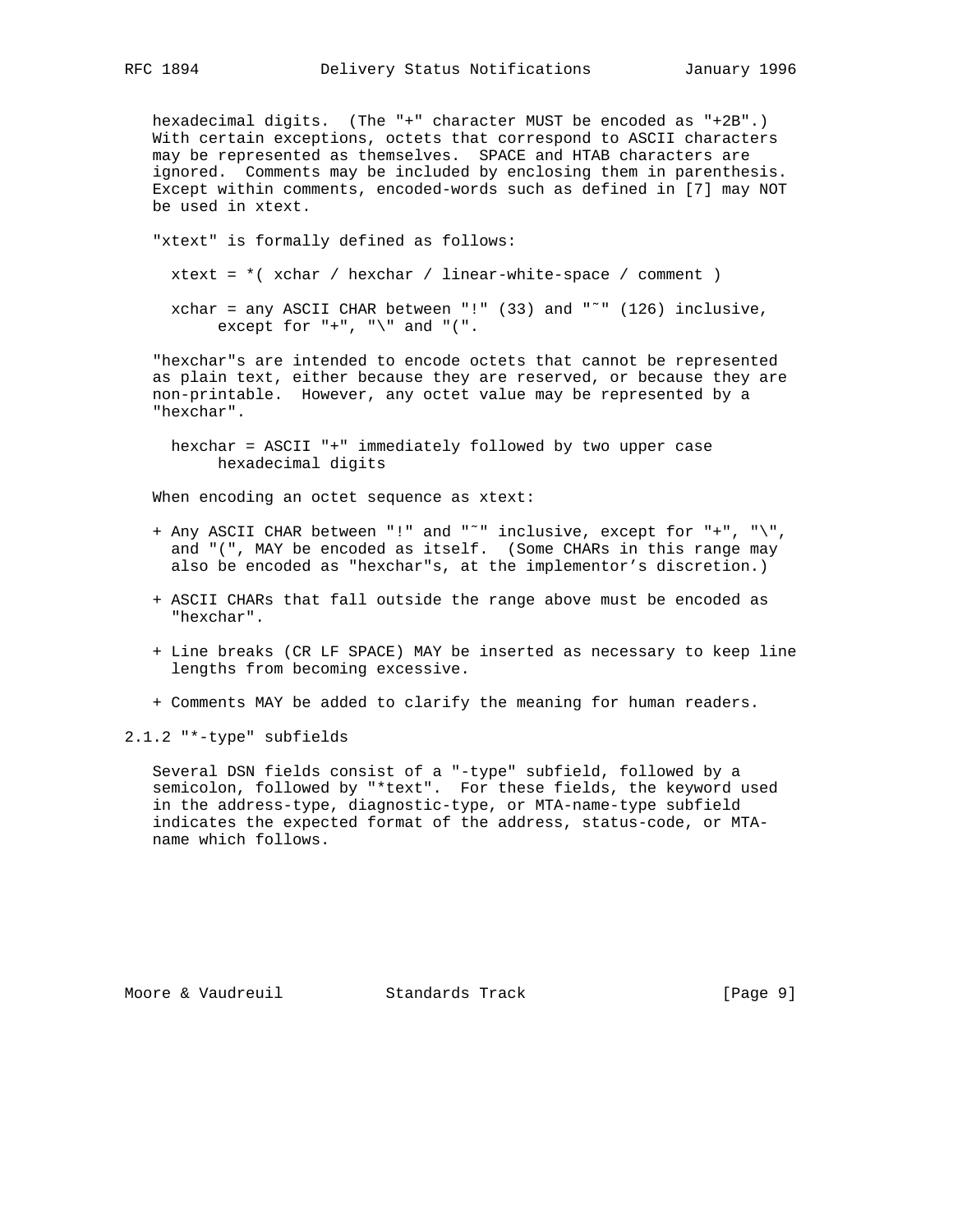hexadecimal digits. (The "+" character MUST be encoded as "+2B".) With certain exceptions, octets that correspond to ASCII characters may be represented as themselves. SPACE and HTAB characters are ignored. Comments may be included by enclosing them in parenthesis. Except within comments, encoded-words such as defined in [7] may NOT be used in xtext.

"xtext" is formally defined as follows:

```
xtext = *( xchar / hexchar / linear-white-space / comment )

xchar = any ASCII CHAR between "!" (33) and "~" (126) inclusive,
     except for "+", "\" and "(".
```

"hexchar"s are intended to encode octets that cannot be represented as plain text, either because they are reserved, or because they are non-printable. However, any octet value may be represented by a "hexchar".

```
hexchar = ASCII "+" immediately followed by two upper case
     hexadecimal digits
```

When encoding an octet sequence as xtext:

+ Any ASCII CHAR between "!" and "~" inclusive, except for "+", "\", and "(", MAY be encoded as itself. (Some CHARs in this range may also be encoded as "hexchar"s, at the implementor's discretion.)

+ ASCII CHARs that fall outside the range above must be encoded as "hexchar".

+ Line breaks (CR LF SPACE) MAY be inserted as necessary to keep line lengths from becoming excessive.

+ Comments MAY be added to clarify the meaning for human readers.

### 2.1.2 "*-type" subfields

Several DSN fields consist of a "-type" subfield, followed by a semicolon, followed by "*text". For these fields, the keyword used in the address-type, diagnostic-type, or MTA-name-type subfield indicates the expected format of the address, status-code, or MTA-name which follows.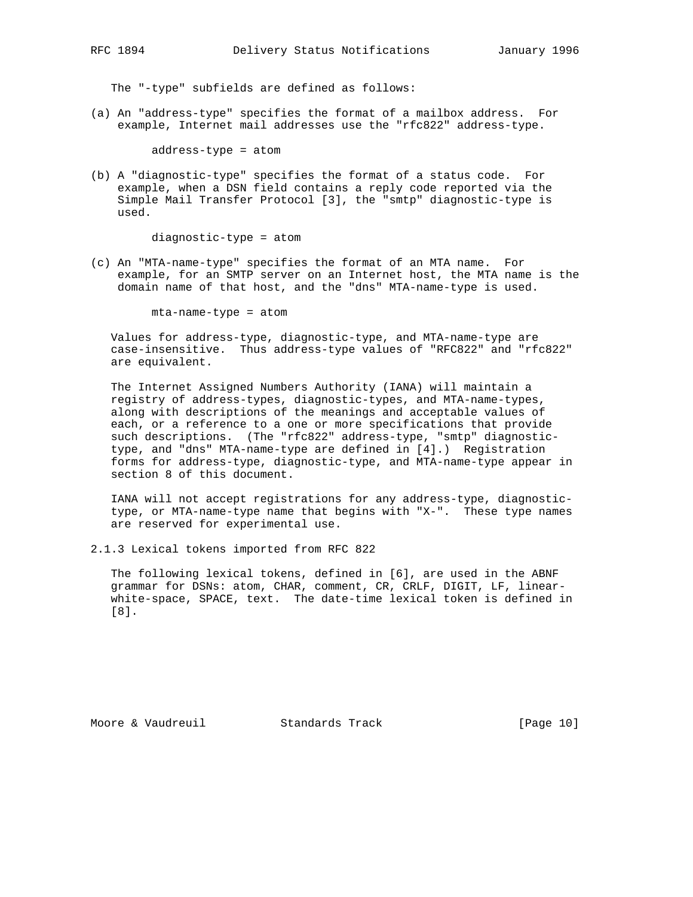The "-type" subfields are defined as follows:

(a) An "address-type" specifies the format of a mailbox address. For example, Internet mail addresses use the "rfc822" address-type.

```
address-type = atom
```

(b) A "diagnostic-type" specifies the format of a status code. For example, when a DSN field contains a reply code reported via the Simple Mail Transfer Protocol [3], the "smtp" diagnostic-type is used.

```
diagnostic-type = atom
```

(c) An "MTA-name-type" specifies the format of an MTA name. For example, for an SMTP server on an Internet host, the MTA name is the domain name of that host, and the "dns" MTA-name-type is used.

```
mta-name-type = atom
```

Values for address-type, diagnostic-type, and MTA-name-type are case-insensitive. Thus address-type values of "RFC822" and "rfc822" are equivalent.

The Internet Assigned Numbers Authority (IANA) will maintain a registry of address-types, diagnostic-types, and MTA-name-types, along with descriptions of the meanings and acceptable values of each, or a reference to a one or more specifications that provide such descriptions. (The "rfc822" address-type, "smtp" diagnostic-type, and "dns" MTA-name-type are defined in [4].) Registration forms for address-type, diagnostic-type, and MTA-name-type appear in section 8 of this document.

IANA will not accept registrations for any address-type, diagnostic-type, or MTA-name-type name that begins with "X-". These type names are reserved for experimental use.

### 2.1.3 Lexical tokens imported from RFC 822

The following lexical tokens, defined in [6], are used in the ABNF grammar for DSNs: atom, CHAR, comment, CR, CRLF, DIGIT, LF, linear-white-space, SPACE, text. The date-time lexical token is defined in [8].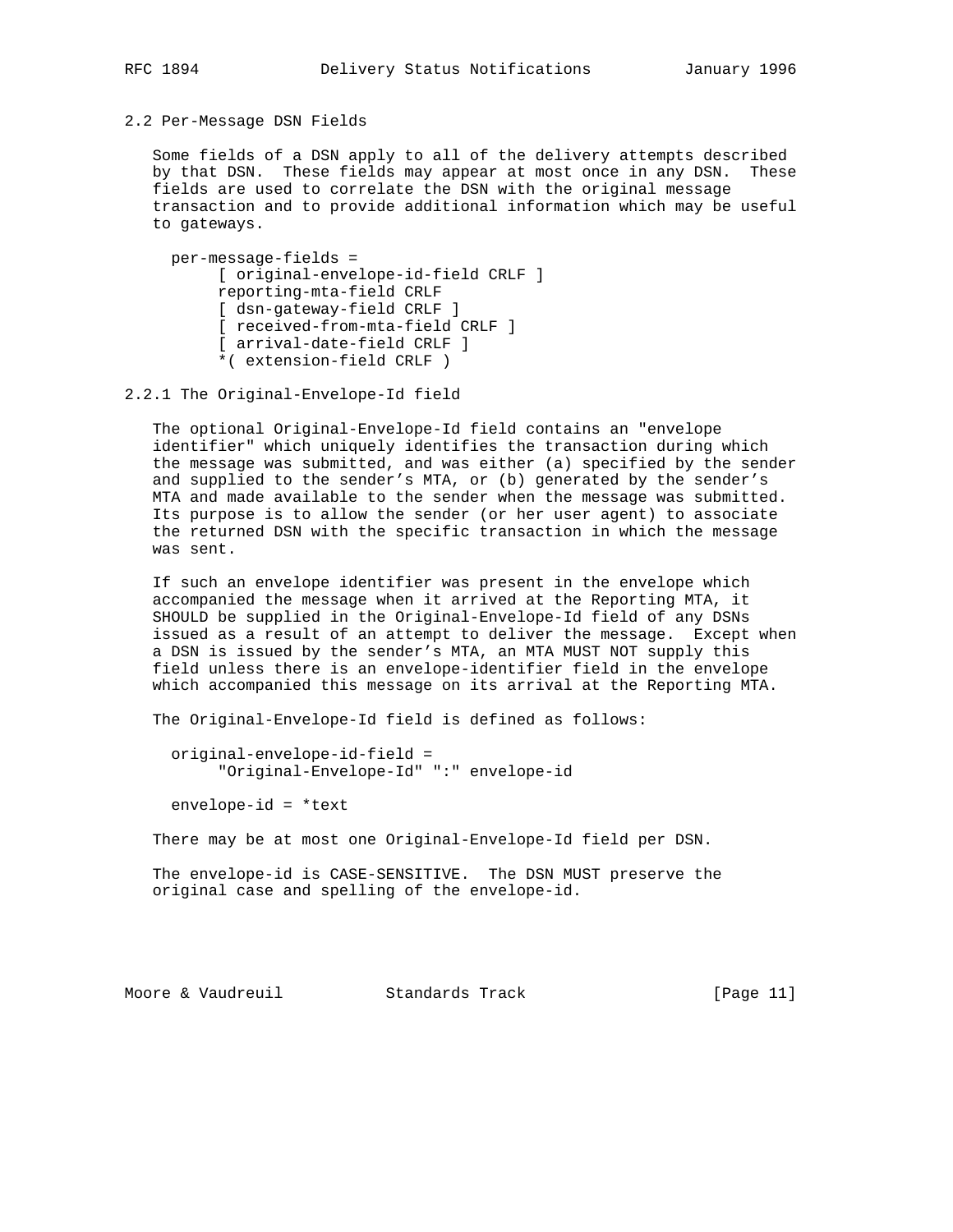### 2.2 Per-Message DSN Fields

Some fields of a DSN apply to all of the delivery attempts described by that DSN. These fields may appear at most once in any DSN. These fields are used to correlate the DSN with the original message transaction and to provide additional information which may be useful to gateways.

```
per-message-fields =
     [ original-envelope-id-field CRLF ]
     reporting-mta-field CRLF
     [ dsn-gateway-field CRLF ]
     [ received-from-mta-field CRLF ]
     [ arrival-date-field CRLF ]
     *( extension-field CRLF )
```

#### 2.2.1 The Original-Envelope-Id field

The optional Original-Envelope-Id field contains an "envelope identifier" which uniquely identifies the transaction during which the message was submitted, and was either (a) specified by the sender and supplied to the sender's MTA, or (b) generated by the sender's MTA and made available to the sender when the message was submitted. Its purpose is to allow the sender (or her user agent) to associate the returned DSN with the specific transaction in which the message was sent.

If such an envelope identifier was present in the envelope which accompanied the message when it arrived at the Reporting MTA, it SHOULD be supplied in the Original-Envelope-Id field of any DSNs issued as a result of an attempt to deliver the message. Except when a DSN is issued by the sender's MTA, an MTA MUST NOT supply this field unless there is an envelope-identifier field in the envelope which accompanied this message on its arrival at the Reporting MTA.

The Original-Envelope-Id field is defined as follows:

```
original-envelope-id-field =
     "Original-Envelope-Id" ":" envelope-id

envelope-id = *text
```

There may be at most one Original-Envelope-Id field per DSN.

The envelope-id is CASE-SENSITIVE. The DSN MUST preserve the original case and spelling of the envelope-id.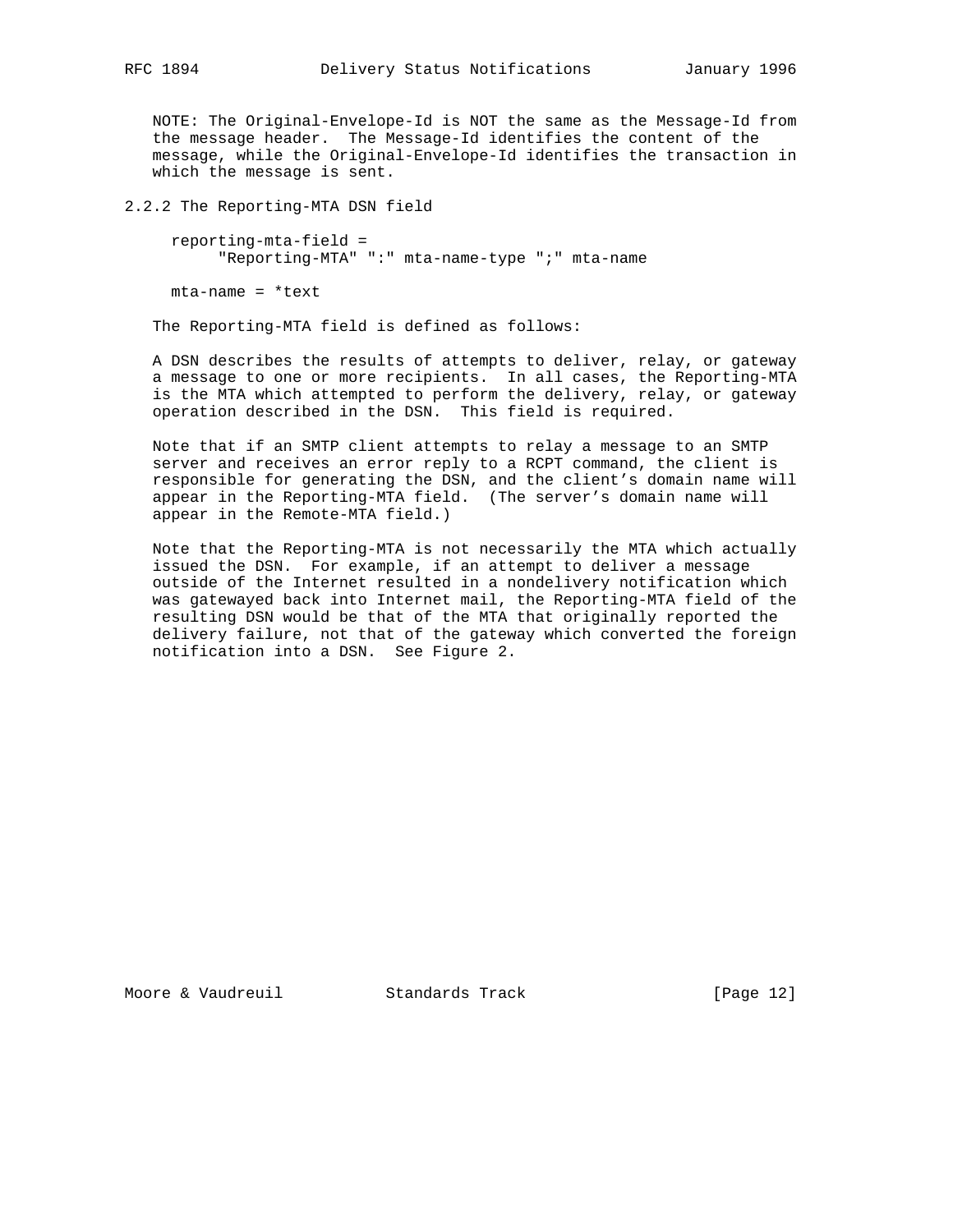NOTE: The Original-Envelope-Id is NOT the same as the Message-Id from the message header. The Message-Id identifies the content of the message, while the Original-Envelope-Id identifies the transaction in which the message is sent.

### 2.2.2 The Reporting-MTA DSN field

```
reporting-mta-field =
     "Reporting-MTA" ":" mta-name-type ";" mta-name

mta-name = *text
```

The Reporting-MTA field is defined as follows:

A DSN describes the results of attempts to deliver, relay, or gateway a message to one or more recipients. In all cases, the Reporting-MTA is the MTA which attempted to perform the delivery, relay, or gateway operation described in the DSN. This field is required.

Note that if an SMTP client attempts to relay a message to an SMTP server and receives an error reply to a RCPT command, the client is responsible for generating the DSN, and the client's domain name will appear in the Reporting-MTA field. (The server's domain name will appear in the Remote-MTA field.)

Note that the Reporting-MTA is not necessarily the MTA which actually issued the DSN. For example, if an attempt to deliver a message outside of the Internet resulted in a nondelivery notification which was gatewayed back into Internet mail, the Reporting-MTA field of the resulting DSN would be that of the MTA that originally reported the delivery failure, not that of the gateway which converted the foreign notification into a DSN. See Figure 2.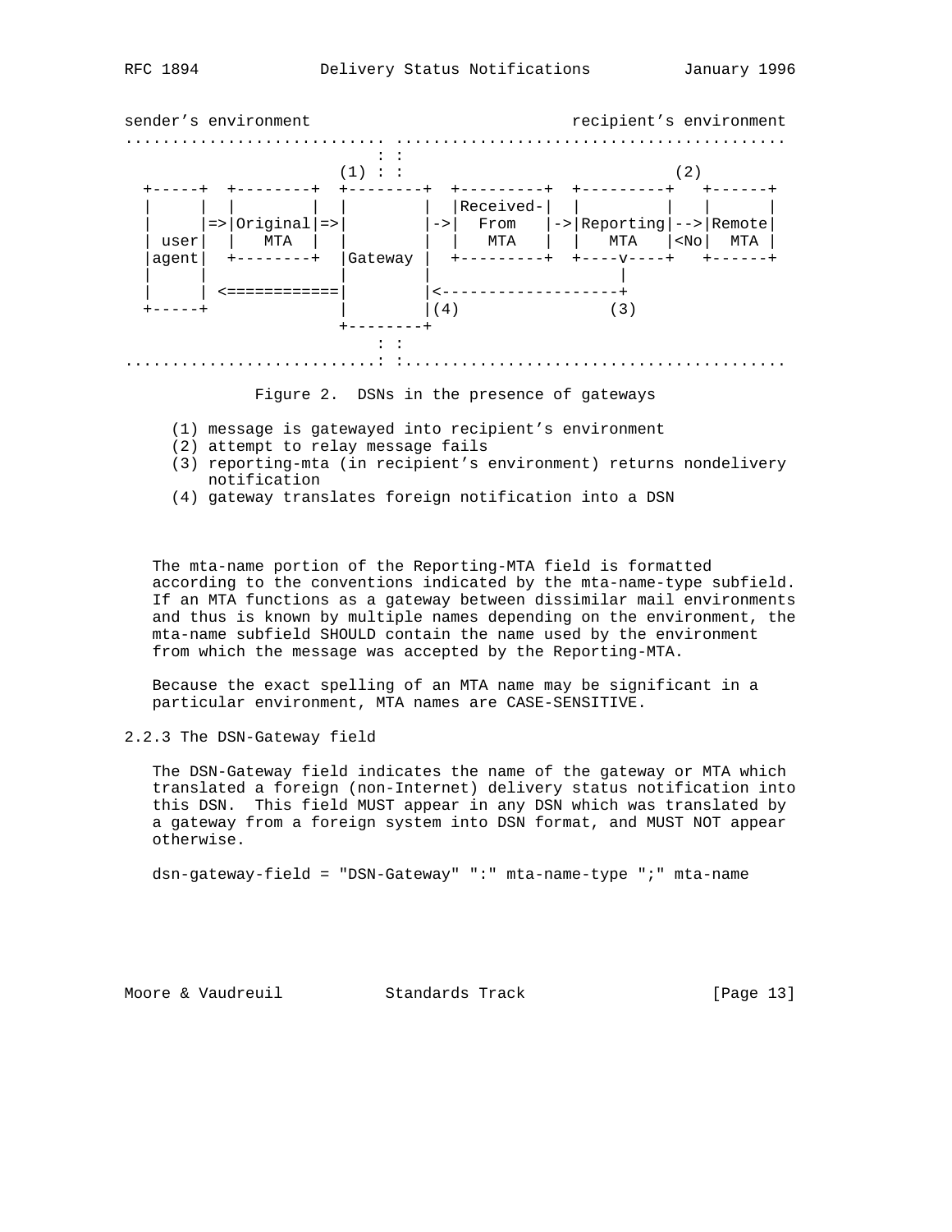```
sender's environment                              recipient's environment
............................ .........................................
                           : :
                       (1) : :                             (2)
  +-----+  +--------+  +--------+  +---------+  +---------+   +------+
  |     |  |        |  |        |  |Received-|  |         |   |      |
  |     |=>|Original|=>|        |->|  From   |->|Reporting|-->|Remote|
  | user|  |  MTA   |  |        |  |   MTA   |  |   MTA   |<No|  MTA |
  |agent|  +--------+  |Gateway |  +---------+  +----v----+   +------+
  |     |              |        |                    |
  |     | <============|        |<-------------------+
  +-----+              |        |(4)             (3)
                       +--------+
                           : :
...........................: :........................................
```

Figure 2. DSNs in the presence of gateways

(1) message is gatewayed into recipient's environment
(2) attempt to relay message fails
(3) reporting-mta (in recipient's environment) returns nondelivery notification
(4) gateway translates foreign notification into a DSN

The mta-name portion of the Reporting-MTA field is formatted according to the conventions indicated by the mta-name-type subfield. If an MTA functions as a gateway between dissimilar mail environments and thus is known by multiple names depending on the environment, the mta-name subfield SHOULD contain the name used by the environment from which the message was accepted by the Reporting-MTA.

Because the exact spelling of an MTA name may be significant in a particular environment, MTA names are CASE-SENSITIVE.

### 2.2.3 The DSN-Gateway field

The DSN-Gateway field indicates the name of the gateway or MTA which translated a foreign (non-Internet) delivery status notification into this DSN. This field MUST appear in any DSN which was translated by a gateway from a foreign system into DSN format, and MUST NOT appear otherwise.

```
dsn-gateway-field = "DSN-Gateway" ":" mta-name-type ";" mta-name
```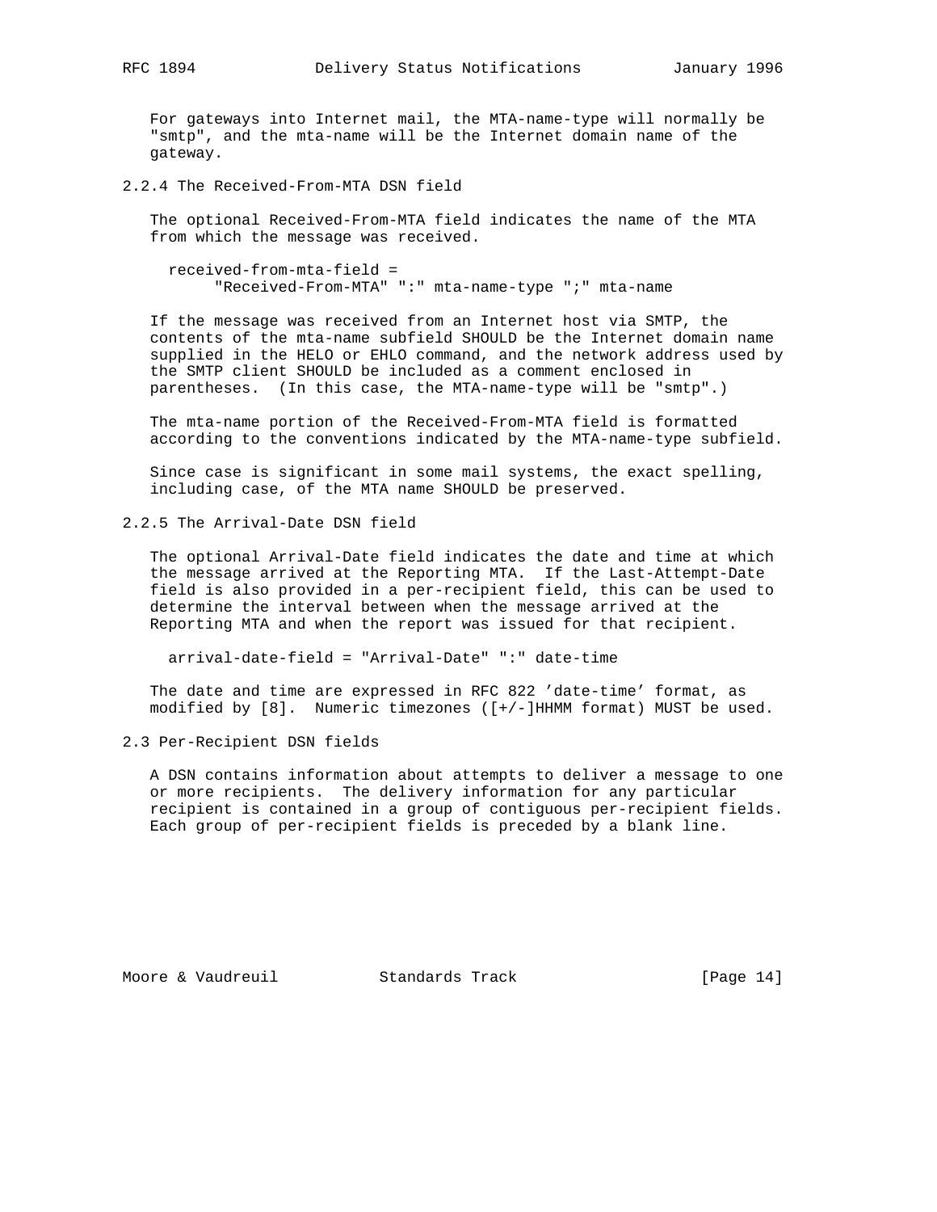For gateways into Internet mail, the MTA-name-type will normally be "smtp", and the mta-name will be the Internet domain name of the gateway.

### 2.2.4 The Received-From-MTA DSN field

The optional Received-From-MTA field indicates the name of the MTA from which the message was received.

```
received-from-mta-field =
      "Received-From-MTA" ":" mta-name-type ";" mta-name
```

If the message was received from an Internet host via SMTP, the contents of the mta-name subfield SHOULD be the Internet domain name supplied in the HELO or EHLO command, and the network address used by the SMTP client SHOULD be included as a comment enclosed in parentheses. (In this case, the MTA-name-type will be "smtp".)

The mta-name portion of the Received-From-MTA field is formatted according to the conventions indicated by the MTA-name-type subfield.

Since case is significant in some mail systems, the exact spelling, including case, of the MTA name SHOULD be preserved.

### 2.2.5 The Arrival-Date DSN field

The optional Arrival-Date field indicates the date and time at which the message arrived at the Reporting MTA. If the Last-Attempt-Date field is also provided in a per-recipient field, this can be used to determine the interval between when the message arrived at the Reporting MTA and when the report was issued for that recipient.

```
arrival-date-field = "Arrival-Date" ":" date-time
```

The date and time are expressed in RFC 822 'date-time' format, as modified by [8]. Numeric timezones ([+/-]HHMM format) MUST be used.

## 2.3 Per-Recipient DSN fields

A DSN contains information about attempts to deliver a message to one or more recipients. The delivery information for any particular recipient is contained in a group of contiguous per-recipient fields. Each group of per-recipient fields is preceded by a blank line.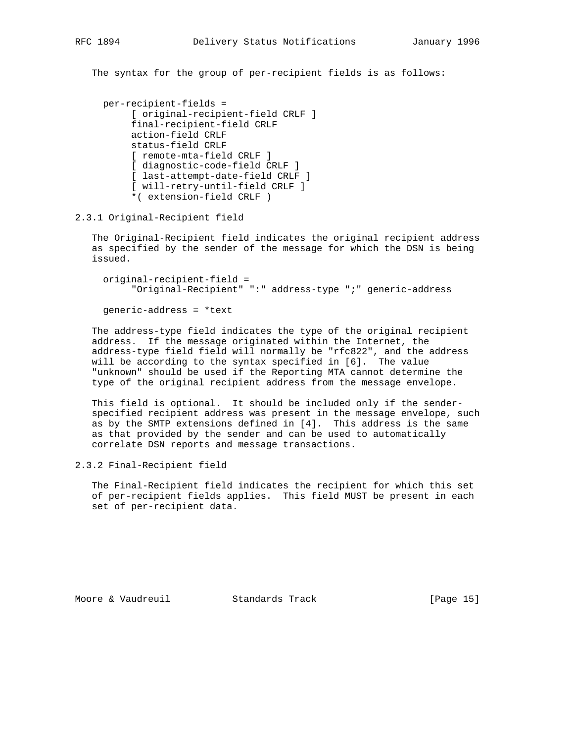The syntax for the group of per-recipient fields is as follows:

```
per-recipient-fields =
     [ original-recipient-field CRLF ]
     final-recipient-field CRLF
     action-field CRLF
     status-field CRLF
     [ remote-mta-field CRLF ]
     [ diagnostic-code-field CRLF ]
     [ last-attempt-date-field CRLF ]
     [ will-retry-until-field CRLF ]
     *( extension-field CRLF )
```

### 2.3.1 Original-Recipient field

The Original-Recipient field indicates the original recipient address as specified by the sender of the message for which the DSN is being issued.

```
original-recipient-field =
     "Original-Recipient" ":" address-type ";" generic-address

generic-address = *text
```

The address-type field indicates the type of the original recipient address. If the message originated within the Internet, the address-type field field will normally be "rfc822", and the address will be according to the syntax specified in [6]. The value "unknown" should be used if the Reporting MTA cannot determine the type of the original recipient address from the message envelope.

This field is optional. It should be included only if the sender-specified recipient address was present in the message envelope, such as by the SMTP extensions defined in [4]. This address is the same as that provided by the sender and can be used to automatically correlate DSN reports and message transactions.

### 2.3.2 Final-Recipient field

The Final-Recipient field indicates the recipient for which this set of per-recipient fields applies. This field MUST be present in each set of per-recipient data.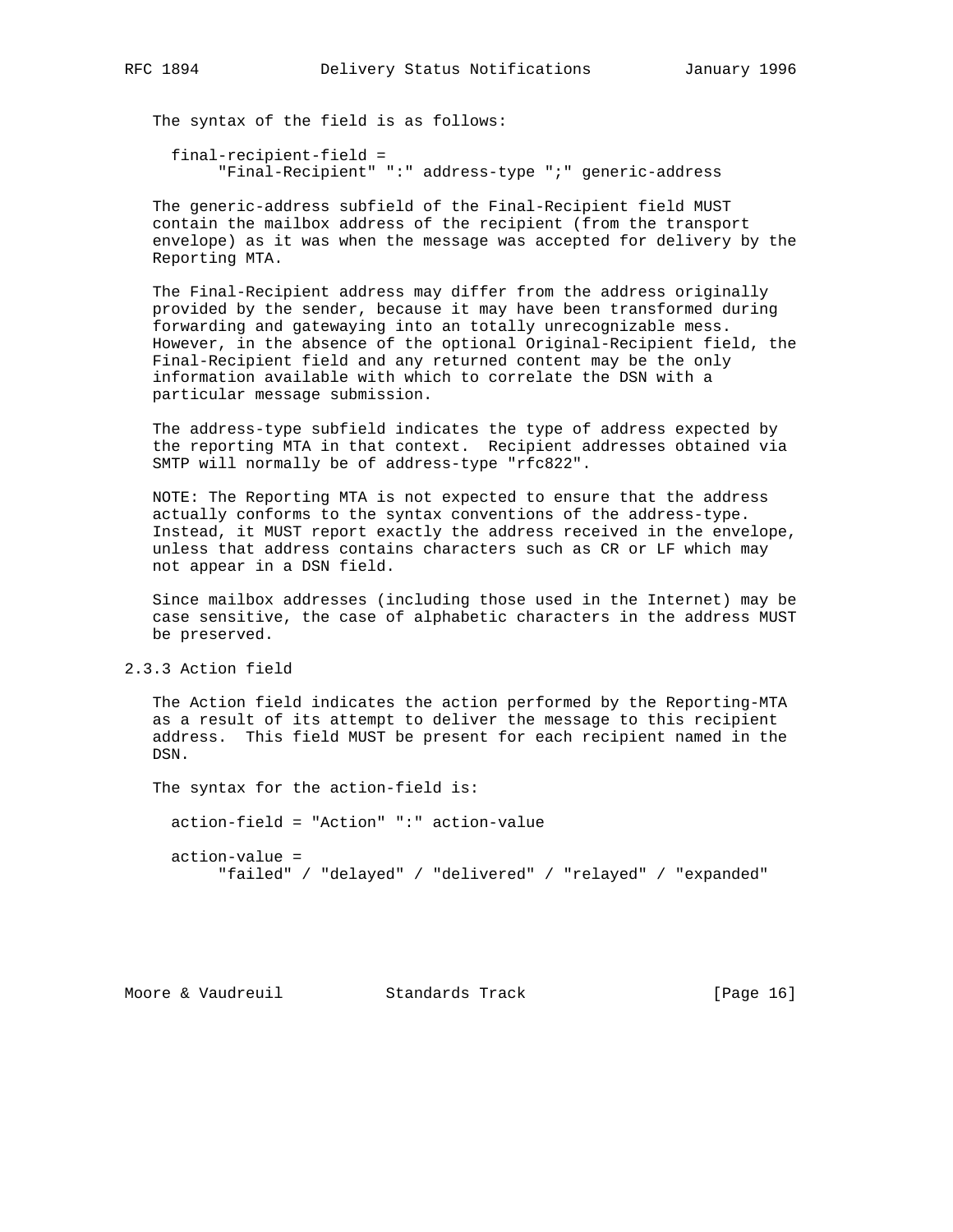The syntax of the field is as follows:

```
final-recipient-field =
     "Final-Recipient" ":" address-type ";" generic-address
```

The generic-address subfield of the Final-Recipient field MUST contain the mailbox address of the recipient (from the transport envelope) as it was when the message was accepted for delivery by the Reporting MTA.

The Final-Recipient address may differ from the address originally provided by the sender, because it may have been transformed during forwarding and gatewaying into an totally unrecognizable mess. However, in the absence of the optional Original-Recipient field, the Final-Recipient field and any returned content may be the only information available with which to correlate the DSN with a particular message submission.

The address-type subfield indicates the type of address expected by the reporting MTA in that context. Recipient addresses obtained via SMTP will normally be of address-type "rfc822".

NOTE: The Reporting MTA is not expected to ensure that the address actually conforms to the syntax conventions of the address-type. Instead, it MUST report exactly the address received in the envelope, unless that address contains characters such as CR or LF which may not appear in a DSN field.

Since mailbox addresses (including those used in the Internet) may be case sensitive, the case of alphabetic characters in the address MUST be preserved.

### 2.3.3 Action field

The Action field indicates the action performed by the Reporting-MTA as a result of its attempt to deliver the message to this recipient address. This field MUST be present for each recipient named in the DSN.

The syntax for the action-field is:

```
action-field = "Action" ":" action-value

action-value =
     "failed" / "delayed" / "delivered" / "relayed" / "expanded"
```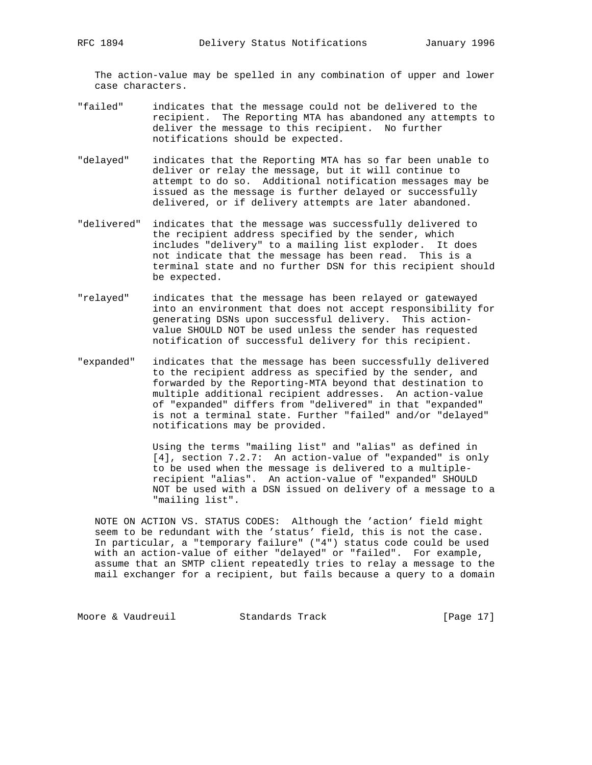The action-value may be spelled in any combination of upper and lower case characters.

"failed" indicates that the message could not be delivered to the recipient. The Reporting MTA has abandoned any attempts to deliver the message to this recipient. No further notifications should be expected.

"delayed" indicates that the Reporting MTA has so far been unable to deliver or relay the message, but it will continue to attempt to do so. Additional notification messages may be issued as the message is further delayed or successfully delivered, or if delivery attempts are later abandoned.

"delivered" indicates that the message was successfully delivered to the recipient address specified by the sender, which includes "delivery" to a mailing list exploder. It does not indicate that the message has been read. This is a terminal state and no further DSN for this recipient should be expected.

"relayed" indicates that the message has been relayed or gatewayed into an environment that does not accept responsibility for generating DSNs upon successful delivery. This action-value SHOULD NOT be used unless the sender has requested notification of successful delivery for this recipient.

"expanded" indicates that the message has been successfully delivered to the recipient address as specified by the sender, and forwarded by the Reporting-MTA beyond that destination to multiple additional recipient addresses. An action-value of "expanded" differs from "delivered" in that "expanded" is not a terminal state. Further "failed" and/or "delayed" notifications may be provided.

Using the terms "mailing list" and "alias" as defined in [4], section 7.2.7: An action-value of "expanded" is only to be used when the message is delivered to a multiple-recipient "alias". An action-value of "expanded" SHOULD NOT be used with a DSN issued on delivery of a message to a "mailing list".

NOTE ON ACTION VS. STATUS CODES: Although the 'action' field might seem to be redundant with the 'status' field, this is not the case. In particular, a "temporary failure" ("4") status code could be used with an action-value of either "delayed" or "failed". For example, assume that an SMTP client repeatedly tries to relay a message to the mail exchanger for a recipient, but fails because a query to a domain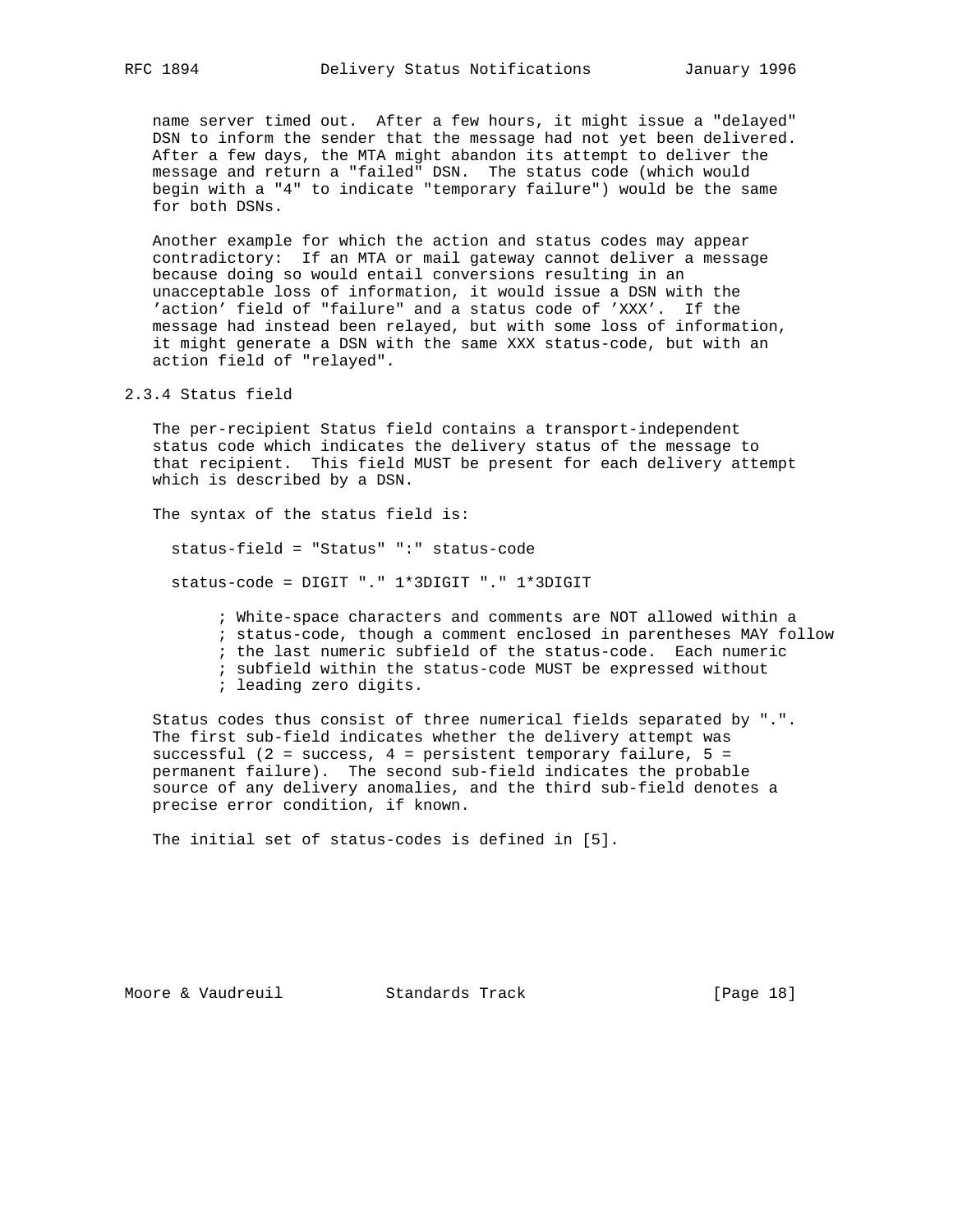name server timed out. After a few hours, it might issue a "delayed" DSN to inform the sender that the message had not yet been delivered. After a few days, the MTA might abandon its attempt to deliver the message and return a "failed" DSN. The status code (which would begin with a "4" to indicate "temporary failure") would be the same for both DSNs.

Another example for which the action and status codes may appear contradictory: If an MTA or mail gateway cannot deliver a message because doing so would entail conversions resulting in an unacceptable loss of information, it would issue a DSN with the 'action' field of "failure" and a status code of 'XXX'. If the message had instead been relayed, but with some loss of information, it might generate a DSN with the same XXX status-code, but with an action field of "relayed".

### 2.3.4 Status field

The per-recipient Status field contains a transport-independent status code which indicates the delivery status of the message to that recipient. This field MUST be present for each delivery attempt which is described by a DSN.

The syntax of the status field is:

```
status-field = "Status" ":" status-code

status-code = DIGIT "." 1*3DIGIT "." 1*3DIGIT

      ; White-space characters and comments are NOT allowed within a
      ; status-code, though a comment enclosed in parentheses MAY follow
      ; the last numeric subfield of the status-code.  Each numeric
      ; subfield within the status-code MUST be expressed without
      ; leading zero digits.
```

Status codes thus consist of three numerical fields separated by ".". The first sub-field indicates whether the delivery attempt was successful (2 = success, 4 = persistent temporary failure, 5 = permanent failure). The second sub-field indicates the probable source of any delivery anomalies, and the third sub-field denotes a precise error condition, if known.

The initial set of status-codes is defined in [5].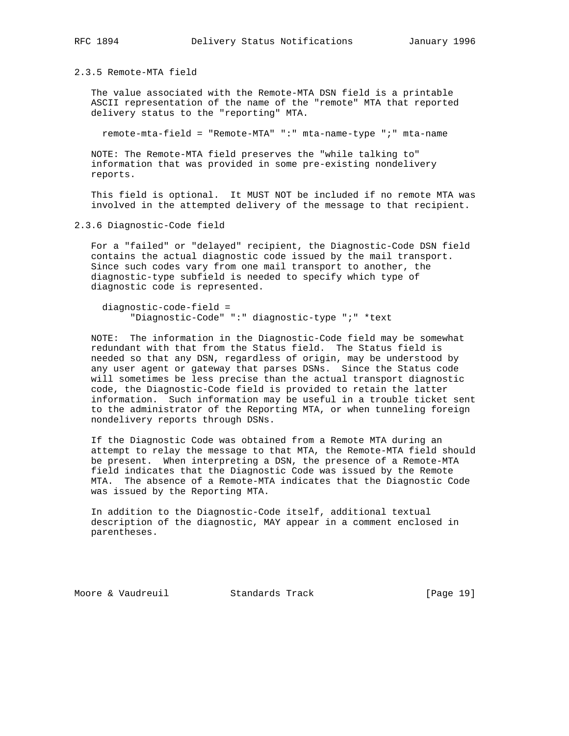### 2.3.5 Remote-MTA field

The value associated with the Remote-MTA DSN field is a printable ASCII representation of the name of the "remote" MTA that reported delivery status to the "reporting" MTA.

```
remote-mta-field = "Remote-MTA" ":" mta-name-type ";" mta-name
```

NOTE: The Remote-MTA field preserves the "while talking to" information that was provided in some pre-existing nondelivery reports.

This field is optional. It MUST NOT be included if no remote MTA was involved in the attempted delivery of the message to that recipient.

### 2.3.6 Diagnostic-Code field

For a "failed" or "delayed" recipient, the Diagnostic-Code DSN field contains the actual diagnostic code issued by the mail transport. Since such codes vary from one mail transport to another, the diagnostic-type subfield is needed to specify which type of diagnostic code is represented.

```
diagnostic-code-field =
      "Diagnostic-Code" ":" diagnostic-type ";" *text
```

NOTE: The information in the Diagnostic-Code field may be somewhat redundant with that from the Status field. The Status field is needed so that any DSN, regardless of origin, may be understood by any user agent or gateway that parses DSNs. Since the Status code will sometimes be less precise than the actual transport diagnostic code, the Diagnostic-Code field is provided to retain the latter information. Such information may be useful in a trouble ticket sent to the administrator of the Reporting MTA, or when tunneling foreign nondelivery reports through DSNs.

If the Diagnostic Code was obtained from a Remote MTA during an attempt to relay the message to that MTA, the Remote-MTA field should be present. When interpreting a DSN, the presence of a Remote-MTA field indicates that the Diagnostic Code was issued by the Remote MTA. The absence of a Remote-MTA indicates that the Diagnostic Code was issued by the Reporting MTA.

In addition to the Diagnostic-Code itself, additional textual description of the diagnostic, MAY appear in a comment enclosed in parentheses.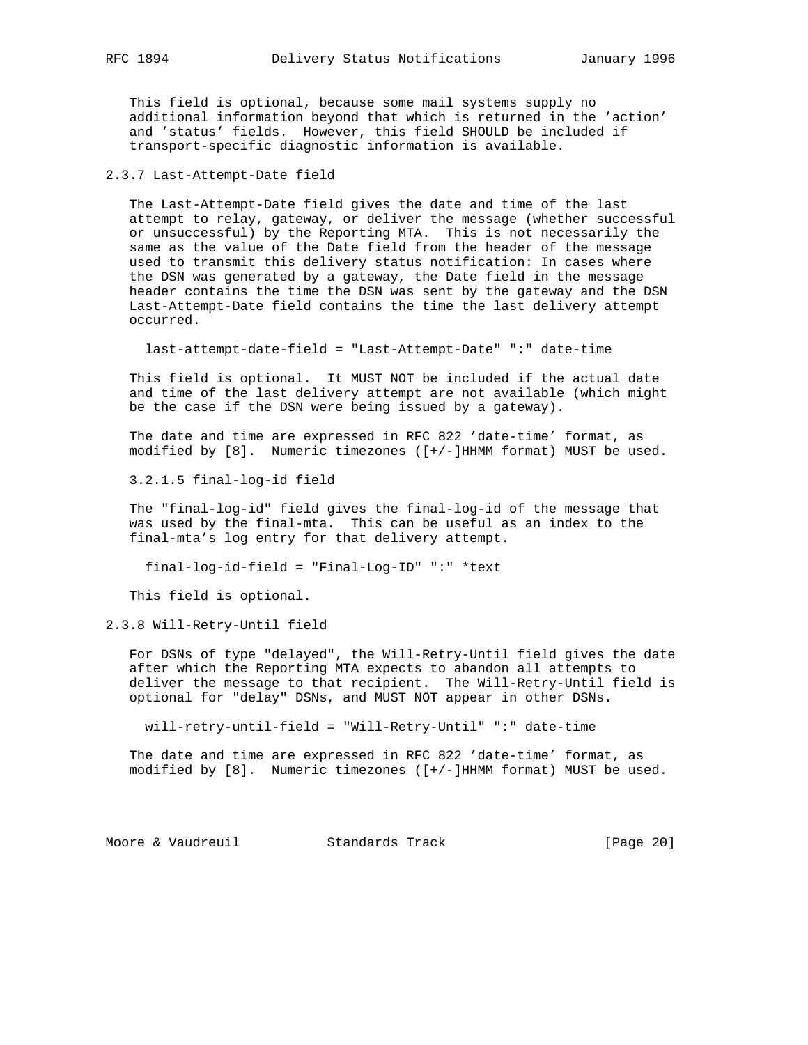This field is optional, because some mail systems supply no additional information beyond that which is returned in the 'action' and 'status' fields. However, this field SHOULD be included if transport-specific diagnostic information is available.

### 2.3.7 Last-Attempt-Date field

The Last-Attempt-Date field gives the date and time of the last attempt to relay, gateway, or deliver the message (whether successful or unsuccessful) by the Reporting MTA. This is not necessarily the same as the value of the Date field from the header of the message used to transmit this delivery status notification: In cases where the DSN was generated by a gateway, the Date field in the message header contains the time the DSN was sent by the gateway and the DSN Last-Attempt-Date field contains the time the last delivery attempt occurred.

```
last-attempt-date-field = "Last-Attempt-Date" ":" date-time
```

This field is optional. It MUST NOT be included if the actual date and time of the last delivery attempt are not available (which might be the case if the DSN were being issued by a gateway).

The date and time are expressed in RFC 822 'date-time' format, as modified by [8]. Numeric timezones ([+/-]HHMM format) MUST be used.

3.2.1.5 final-log-id field

The "final-log-id" field gives the final-log-id of the message that was used by the final-mta. This can be useful as an index to the final-mta's log entry for that delivery attempt.

```
final-log-id-field = "Final-Log-ID" ":" *text
```

This field is optional.

### 2.3.8 Will-Retry-Until field

For DSNs of type "delayed", the Will-Retry-Until field gives the date after which the Reporting MTA expects to abandon all attempts to deliver the message to that recipient. The Will-Retry-Until field is optional for "delay" DSNs, and MUST NOT appear in other DSNs.

```
will-retry-until-field = "Will-Retry-Until" ":" date-time
```

The date and time are expressed in RFC 822 'date-time' format, as modified by [8]. Numeric timezones ([+/-]HHMM format) MUST be used.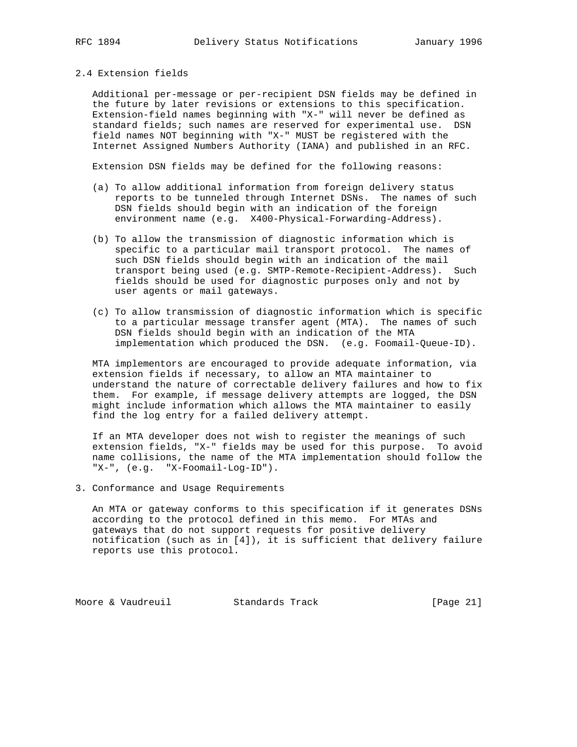## 2.4 Extension fields

Additional per-message or per-recipient DSN fields may be defined in the future by later revisions or extensions to this specification. Extension-field names beginning with "X-" will never be defined as standard fields; such names are reserved for experimental use. DSN field names NOT beginning with "X-" MUST be registered with the Internet Assigned Numbers Authority (IANA) and published in an RFC.

Extension DSN fields may be defined for the following reasons:

(a) To allow additional information from foreign delivery status reports to be tunneled through Internet DSNs. The names of such DSN fields should begin with an indication of the foreign environment name (e.g. X400-Physical-Forwarding-Address).

(b) To allow the transmission of diagnostic information which is specific to a particular mail transport protocol. The names of such DSN fields should begin with an indication of the mail transport being used (e.g. SMTP-Remote-Recipient-Address). Such fields should be used for diagnostic purposes only and not by user agents or mail gateways.

(c) To allow transmission of diagnostic information which is specific to a particular message transfer agent (MTA). The names of such DSN fields should begin with an indication of the MTA implementation which produced the DSN. (e.g. Foomail-Queue-ID).

MTA implementors are encouraged to provide adequate information, via extension fields if necessary, to allow an MTA maintainer to understand the nature of correctable delivery failures and how to fix them. For example, if message delivery attempts are logged, the DSN might include information which allows the MTA maintainer to easily find the log entry for a failed delivery attempt.

If an MTA developer does not wish to register the meanings of such extension fields, "X-" fields may be used for this purpose. To avoid name collisions, the name of the MTA implementation should follow the "X-", (e.g. "X-Foomail-Log-ID").

# 3. Conformance and Usage Requirements

An MTA or gateway conforms to this specification if it generates DSNs according to the protocol defined in this memo. For MTAs and gateways that do not support requests for positive delivery notification (such as in [4]), it is sufficient that delivery failure reports use this protocol.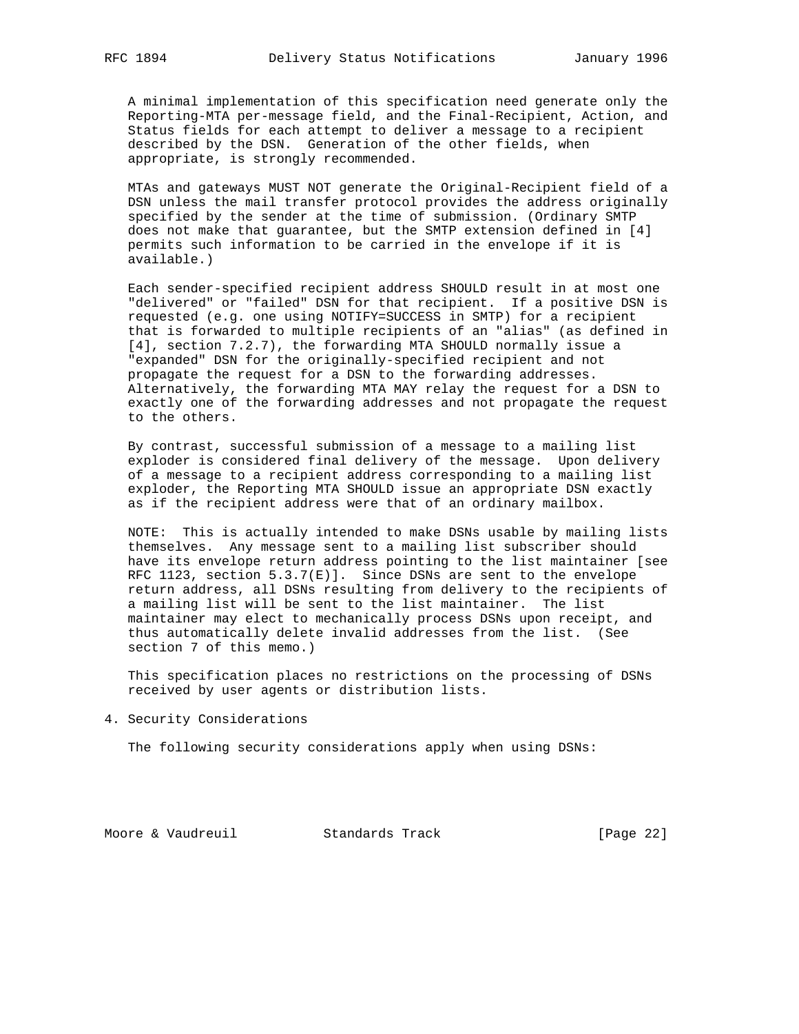A minimal implementation of this specification need generate only the Reporting-MTA per-message field, and the Final-Recipient, Action, and Status fields for each attempt to deliver a message to a recipient described by the DSN. Generation of the other fields, when appropriate, is strongly recommended.

MTAs and gateways MUST NOT generate the Original-Recipient field of a DSN unless the mail transfer protocol provides the address originally specified by the sender at the time of submission. (Ordinary SMTP does not make that guarantee, but the SMTP extension defined in [4] permits such information to be carried in the envelope if it is available.)

Each sender-specified recipient address SHOULD result in at most one "delivered" or "failed" DSN for that recipient. If a positive DSN is requested (e.g. one using NOTIFY=SUCCESS in SMTP) for a recipient that is forwarded to multiple recipients of an "alias" (as defined in [4], section 7.2.7), the forwarding MTA SHOULD normally issue a "expanded" DSN for the originally-specified recipient and not propagate the request for a DSN to the forwarding addresses. Alternatively, the forwarding MTA MAY relay the request for a DSN to exactly one of the forwarding addresses and not propagate the request to the others.

By contrast, successful submission of a message to a mailing list exploder is considered final delivery of the message. Upon delivery of a message to a recipient address corresponding to a mailing list exploder, the Reporting MTA SHOULD issue an appropriate DSN exactly as if the recipient address were that of an ordinary mailbox.

NOTE: This is actually intended to make DSNs usable by mailing lists themselves. Any message sent to a mailing list subscriber should have its envelope return address pointing to the list maintainer [see RFC 1123, section 5.3.7(E)]. Since DSNs are sent to the envelope return address, all DSNs resulting from delivery to the recipients of a mailing list will be sent to the list maintainer. The list maintainer may elect to mechanically process DSNs upon receipt, and thus automatically delete invalid addresses from the list. (See section 7 of this memo.)

This specification places no restrictions on the processing of DSNs received by user agents or distribution lists.

## 4. Security Considerations

The following security considerations apply when using DSNs: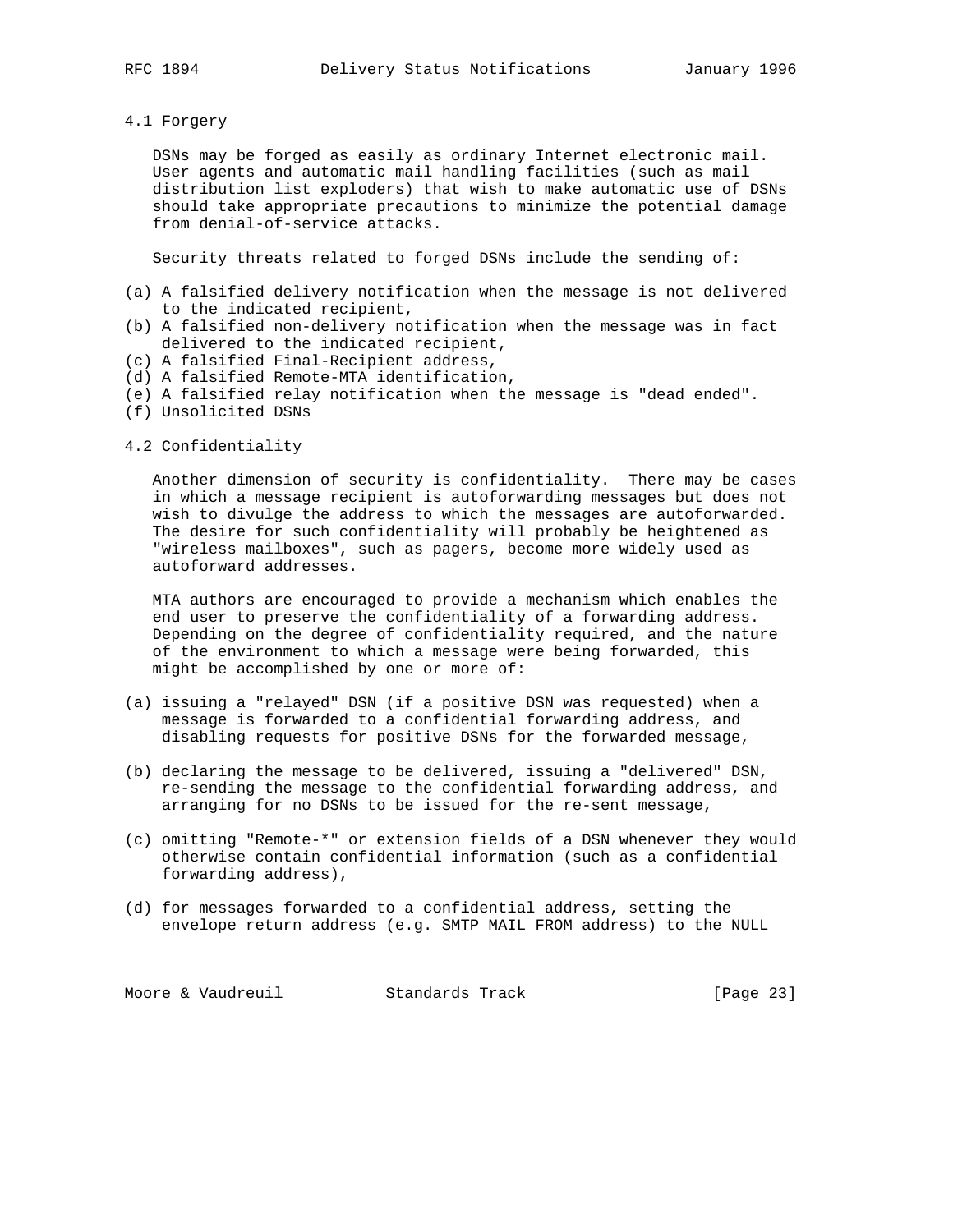### 4.1 Forgery

DSNs may be forged as easily as ordinary Internet electronic mail. User agents and automatic mail handling facilities (such as mail distribution list exploders) that wish to make automatic use of DSNs should take appropriate precautions to minimize the potential damage from denial-of-service attacks.

Security threats related to forged DSNs include the sending of:

(a) A falsified delivery notification when the message is not delivered to the indicated recipient,
(b) A falsified non-delivery notification when the message was in fact delivered to the indicated recipient,
(c) A falsified Final-Recipient address,
(d) A falsified Remote-MTA identification,
(e) A falsified relay notification when the message is "dead ended".
(f) Unsolicited DSNs

### 4.2 Confidentiality

Another dimension of security is confidentiality. There may be cases in which a message recipient is autoforwarding messages but does not wish to divulge the address to which the messages are autoforwarded. The desire for such confidentiality will probably be heightened as "wireless mailboxes", such as pagers, become more widely used as autoforward addresses.

MTA authors are encouraged to provide a mechanism which enables the end user to preserve the confidentiality of a forwarding address. Depending on the degree of confidentiality required, and the nature of the environment to which a message were being forwarded, this might be accomplished by one or more of:

(a) issuing a "relayed" DSN (if a positive DSN was requested) when a message is forwarded to a confidential forwarding address, and disabling requests for positive DSNs for the forwarded message,

(b) declaring the message to be delivered, issuing a "delivered" DSN, re-sending the message to the confidential forwarding address, and arranging for no DSNs to be issued for the re-sent message,

(c) omitting "Remote-*" or extension fields of a DSN whenever they would otherwise contain confidential information (such as a confidential forwarding address),

(d) for messages forwarded to a confidential address, setting the envelope return address (e.g. SMTP MAIL FROM address) to the NULL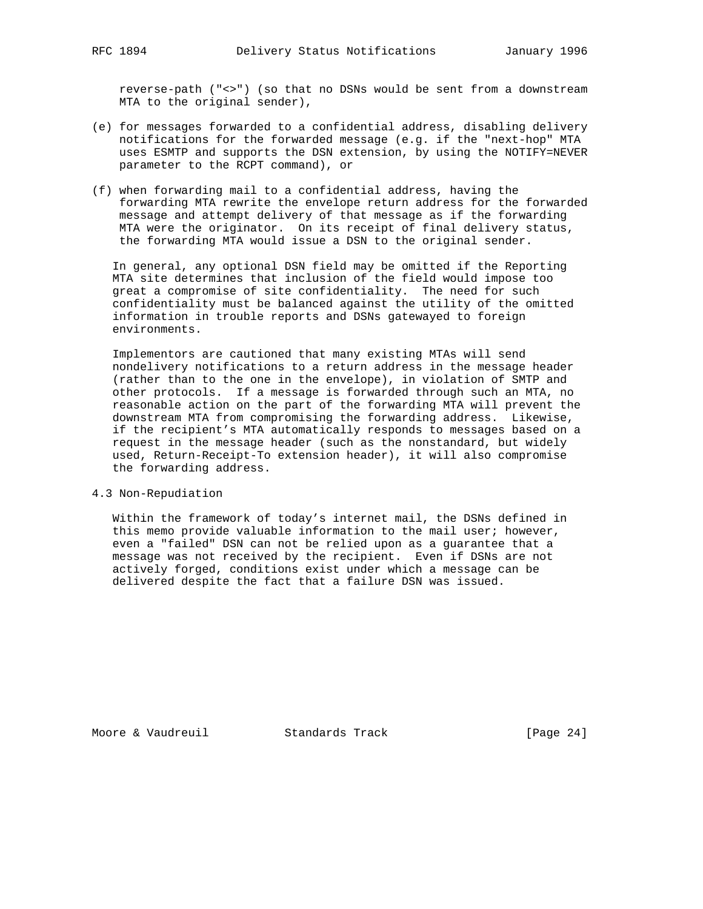reverse-path ("<>") (so that no DSNs would be sent from a downstream MTA to the original sender),

(e) for messages forwarded to a confidential address, disabling delivery notifications for the forwarded message (e.g. if the "next-hop" MTA uses ESMTP and supports the DSN extension, by using the NOTIFY=NEVER parameter to the RCPT command), or

(f) when forwarding mail to a confidential address, having the forwarding MTA rewrite the envelope return address for the forwarded message and attempt delivery of that message as if the forwarding MTA were the originator. On its receipt of final delivery status, the forwarding MTA would issue a DSN to the original sender.

In general, any optional DSN field may be omitted if the Reporting MTA site determines that inclusion of the field would impose too great a compromise of site confidentiality. The need for such confidentiality must be balanced against the utility of the omitted information in trouble reports and DSNs gatewayed to foreign environments.

Implementors are cautioned that many existing MTAs will send nondelivery notifications to a return address in the message header (rather than to the one in the envelope), in violation of SMTP and other protocols. If a message is forwarded through such an MTA, no reasonable action on the part of the forwarding MTA will prevent the downstream MTA from compromising the forwarding address. Likewise, if the recipient's MTA automatically responds to messages based on a request in the message header (such as the nonstandard, but widely used, Return-Receipt-To extension header), it will also compromise the forwarding address.

## 4.3 Non-Repudiation

Within the framework of today's internet mail, the DSNs defined in this memo provide valuable information to the mail user; however, even a "failed" DSN can not be relied upon as a guarantee that a message was not received by the recipient. Even if DSNs are not actively forged, conditions exist under which a message can be delivered despite the fact that a failure DSN was issued.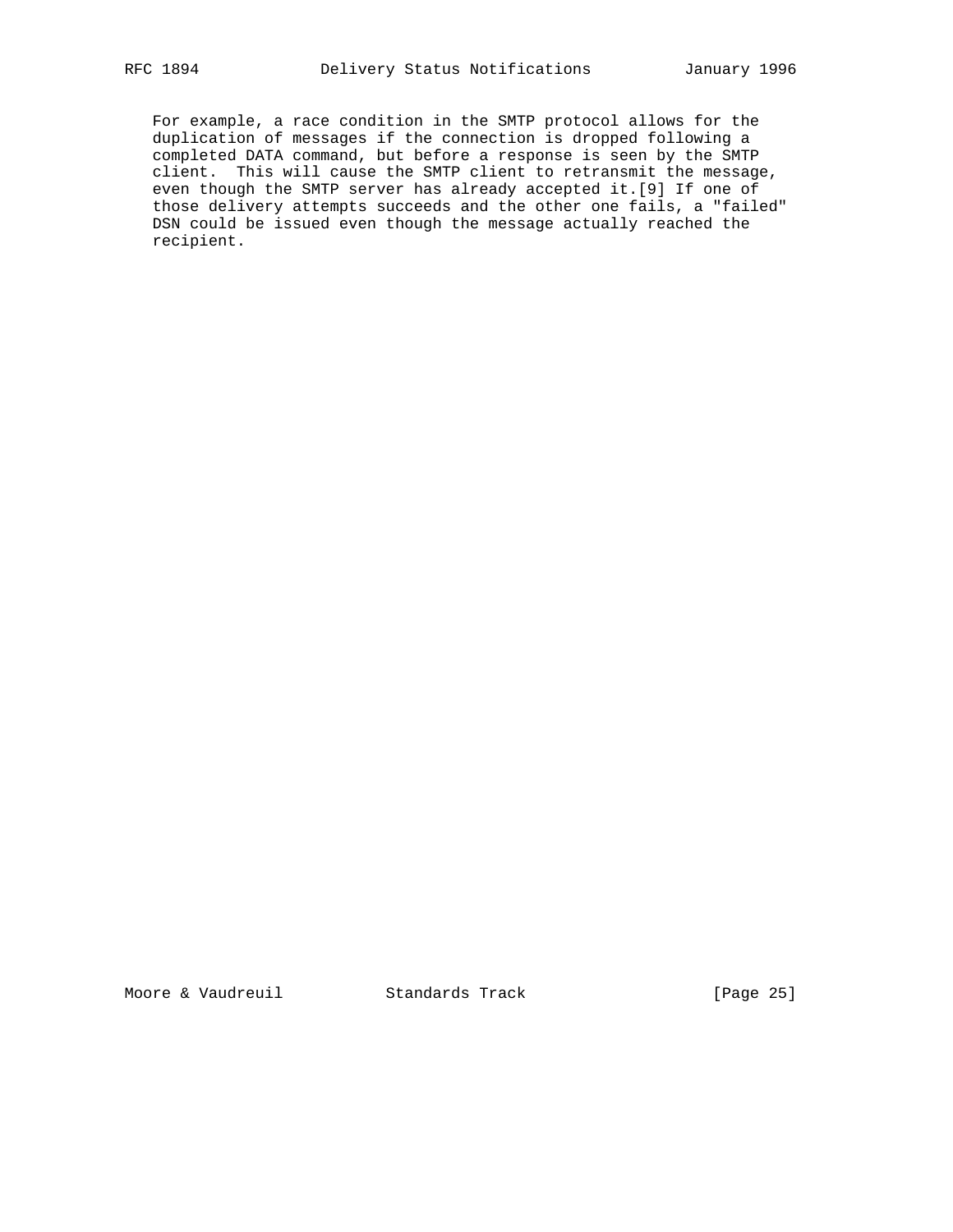For example, a race condition in the SMTP protocol allows for the duplication of messages if the connection is dropped following a completed DATA command, but before a response is seen by the SMTP client. This will cause the SMTP client to retransmit the message, even though the SMTP server has already accepted it.[9] If one of those delivery attempts succeeds and the other one fails, a "failed" DSN could be issued even though the message actually reached the recipient.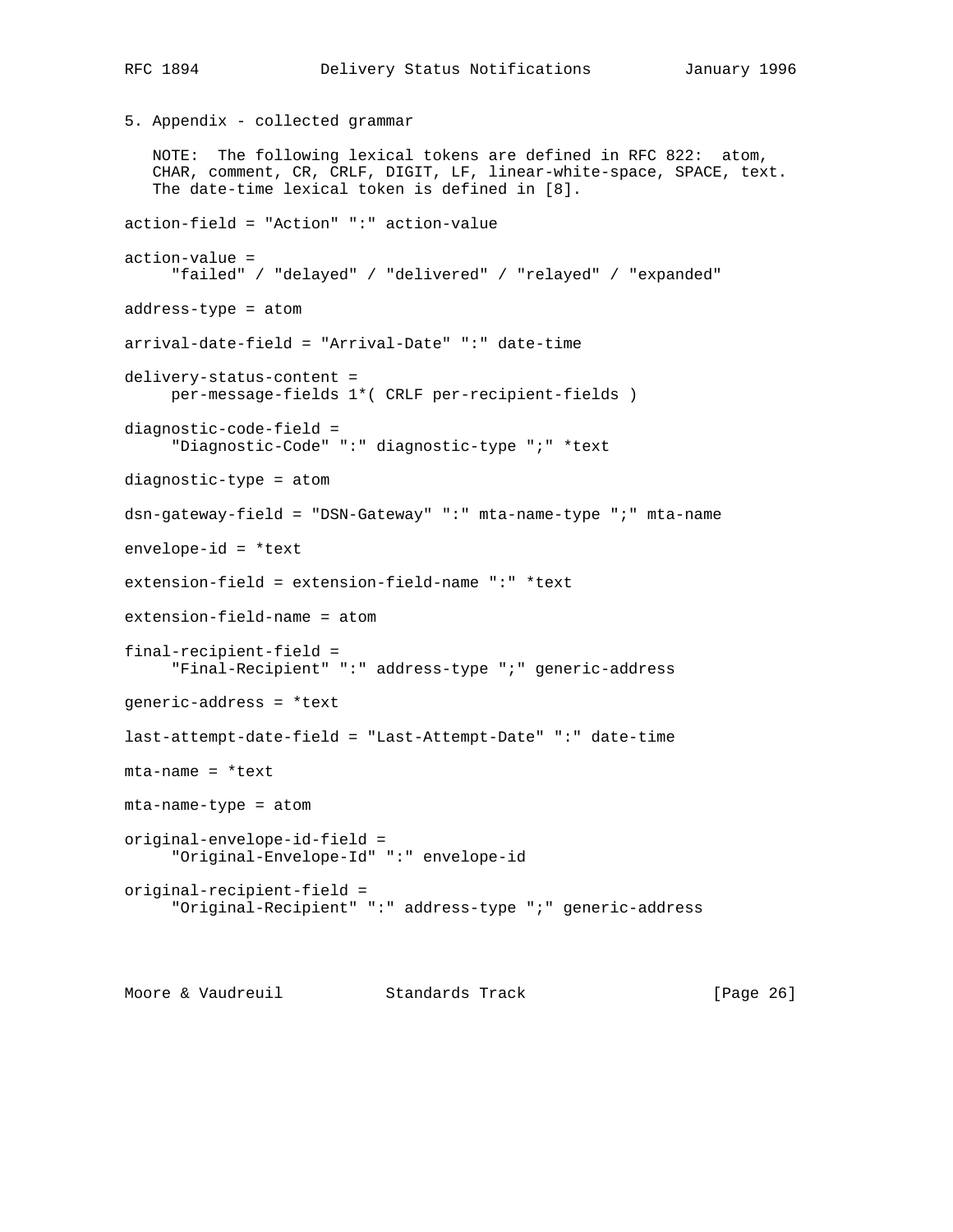## 5. Appendix - collected grammar

NOTE: The following lexical tokens are defined in RFC 822: atom, CHAR, comment, CR, CRLF, DIGIT, LF, linear-white-space, SPACE, text. The date-time lexical token is defined in [8].

```
action-field = "Action" ":" action-value

action-value =
     "failed" / "delayed" / "delivered" / "relayed" / "expanded"

address-type = atom

arrival-date-field = "Arrival-Date" ":" date-time

delivery-status-content =
     per-message-fields 1*( CRLF per-recipient-fields )

diagnostic-code-field =
     "Diagnostic-Code" ":" diagnostic-type ";" *text

diagnostic-type = atom

dsn-gateway-field = "DSN-Gateway" ":" mta-name-type ";" mta-name

envelope-id = *text

extension-field = extension-field-name ":" *text

extension-field-name = atom

final-recipient-field =
     "Final-Recipient" ":" address-type ";" generic-address

generic-address = *text

last-attempt-date-field = "Last-Attempt-Date" ":" date-time

mta-name = *text

mta-name-type = atom

original-envelope-id-field =
     "Original-Envelope-Id" ":" envelope-id

original-recipient-field =
     "Original-Recipient" ":" address-type ";" generic-address
```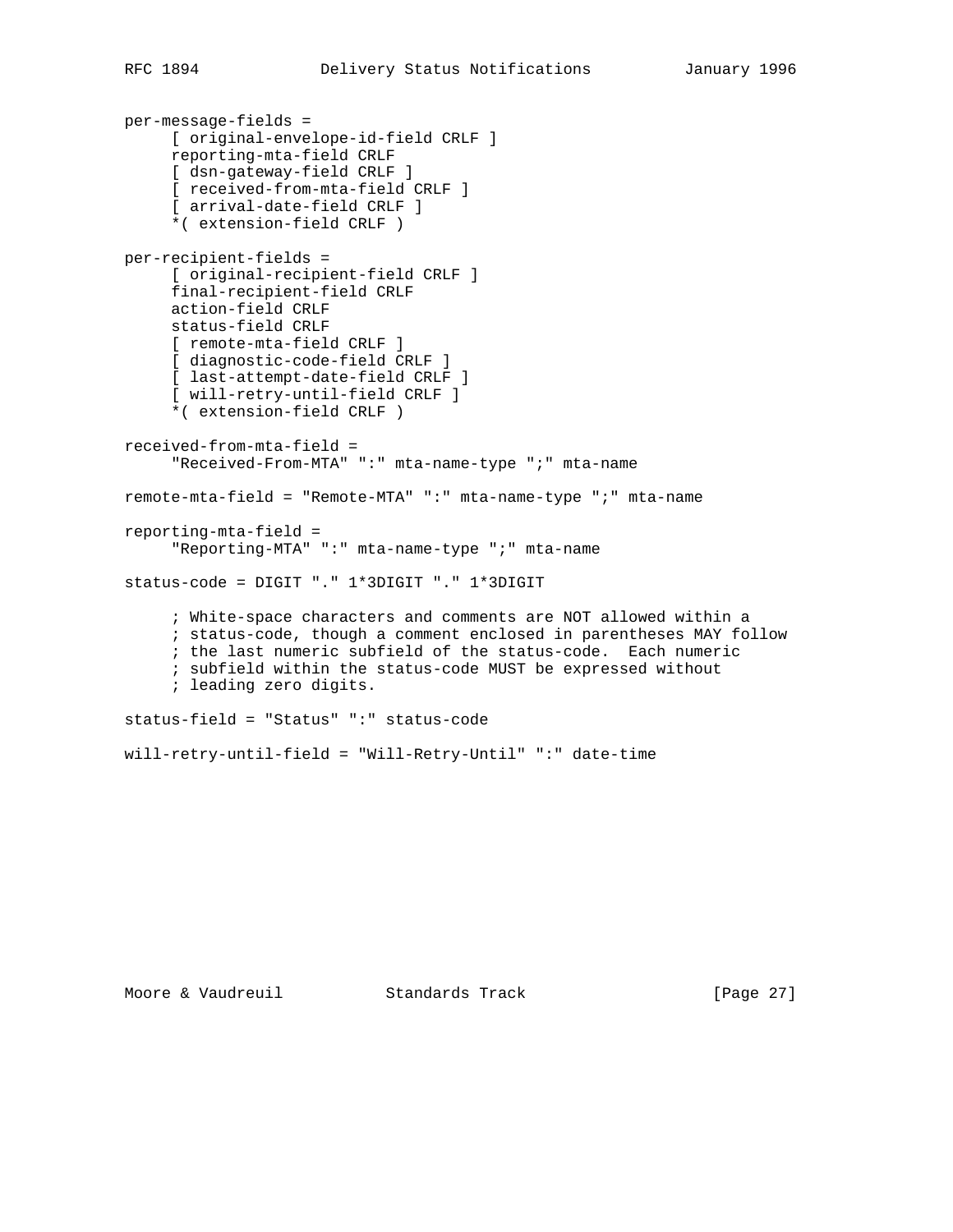```
per-message-fields =
     [ original-envelope-id-field CRLF ]
     reporting-mta-field CRLF
     [ dsn-gateway-field CRLF ]
     [ received-from-mta-field CRLF ]
     [ arrival-date-field CRLF ]
     *( extension-field CRLF )

per-recipient-fields =
     [ original-recipient-field CRLF ]
     final-recipient-field CRLF
     action-field CRLF
     status-field CRLF
     [ remote-mta-field CRLF ]
     [ diagnostic-code-field CRLF ]
     [ last-attempt-date-field CRLF ]
     [ will-retry-until-field CRLF ]
     *( extension-field CRLF )

received-from-mta-field =
     "Received-From-MTA" ":" mta-name-type ";" mta-name

remote-mta-field = "Remote-MTA" ":" mta-name-type ";" mta-name

reporting-mta-field =
     "Reporting-MTA" ":" mta-name-type ";" mta-name

status-code = DIGIT "." 1*3DIGIT "." 1*3DIGIT

     ; White-space characters and comments are NOT allowed within a
     ; status-code, though a comment enclosed in parentheses MAY follow
     ; the last numeric subfield of the status-code.  Each numeric
     ; subfield within the status-code MUST be expressed without
     ; leading zero digits.

status-field = "Status" ":" status-code

will-retry-until-field = "Will-Retry-Until" ":" date-time
```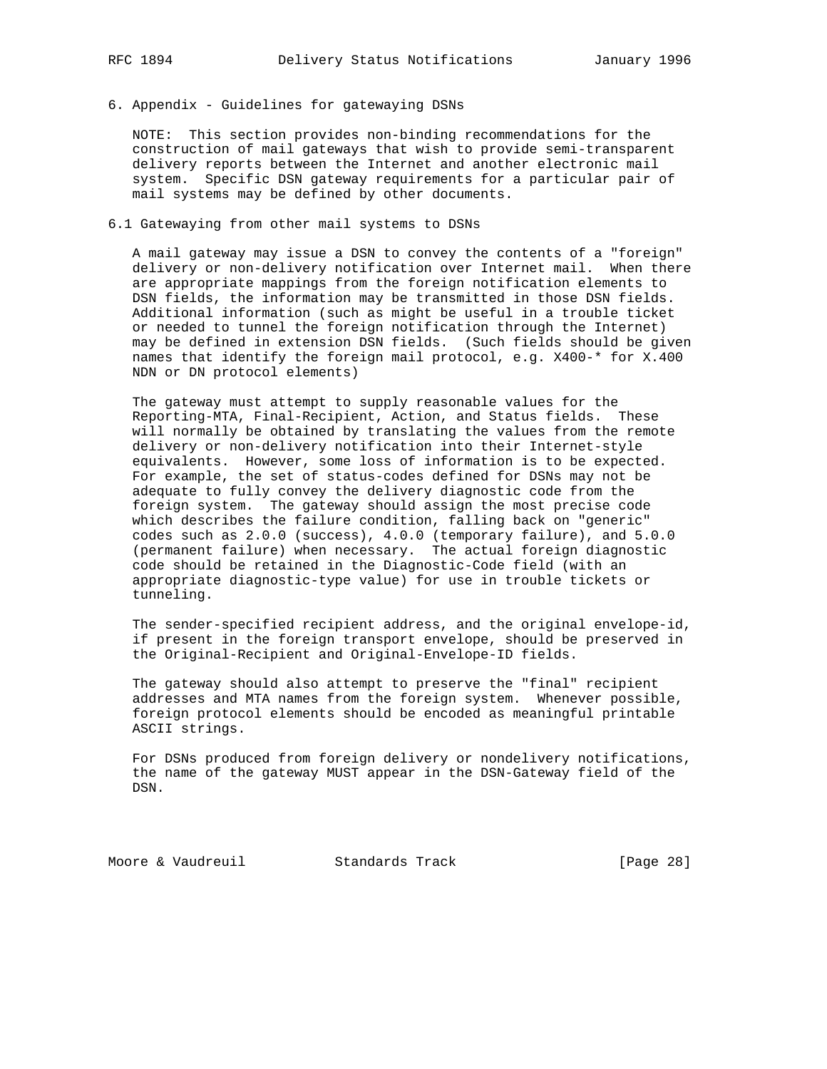## 6. Appendix - Guidelines for gatewaying DSNs

NOTE: This section provides non-binding recommendations for the construction of mail gateways that wish to provide semi-transparent delivery reports between the Internet and another electronic mail system. Specific DSN gateway requirements for a particular pair of mail systems may be defined by other documents.

### 6.1 Gatewaying from other mail systems to DSNs

A mail gateway may issue a DSN to convey the contents of a "foreign" delivery or non-delivery notification over Internet mail. When there are appropriate mappings from the foreign notification elements to DSN fields, the information may be transmitted in those DSN fields. Additional information (such as might be useful in a trouble ticket or needed to tunnel the foreign notification through the Internet) may be defined in extension DSN fields. (Such fields should be given names that identify the foreign mail protocol, e.g. X400-* for X.400 NDN or DN protocol elements)

The gateway must attempt to supply reasonable values for the Reporting-MTA, Final-Recipient, Action, and Status fields. These will normally be obtained by translating the values from the remote delivery or non-delivery notification into their Internet-style equivalents. However, some loss of information is to be expected. For example, the set of status-codes defined for DSNs may not be adequate to fully convey the delivery diagnostic code from the foreign system. The gateway should assign the most precise code which describes the failure condition, falling back on "generic" codes such as 2.0.0 (success), 4.0.0 (temporary failure), and 5.0.0 (permanent failure) when necessary. The actual foreign diagnostic code should be retained in the Diagnostic-Code field (with an appropriate diagnostic-type value) for use in trouble tickets or tunneling.

The sender-specified recipient address, and the original envelope-id, if present in the foreign transport envelope, should be preserved in the Original-Recipient and Original-Envelope-ID fields.

The gateway should also attempt to preserve the "final" recipient addresses and MTA names from the foreign system. Whenever possible, foreign protocol elements should be encoded as meaningful printable ASCII strings.

For DSNs produced from foreign delivery or nondelivery notifications, the name of the gateway MUST appear in the DSN-Gateway field of the DSN.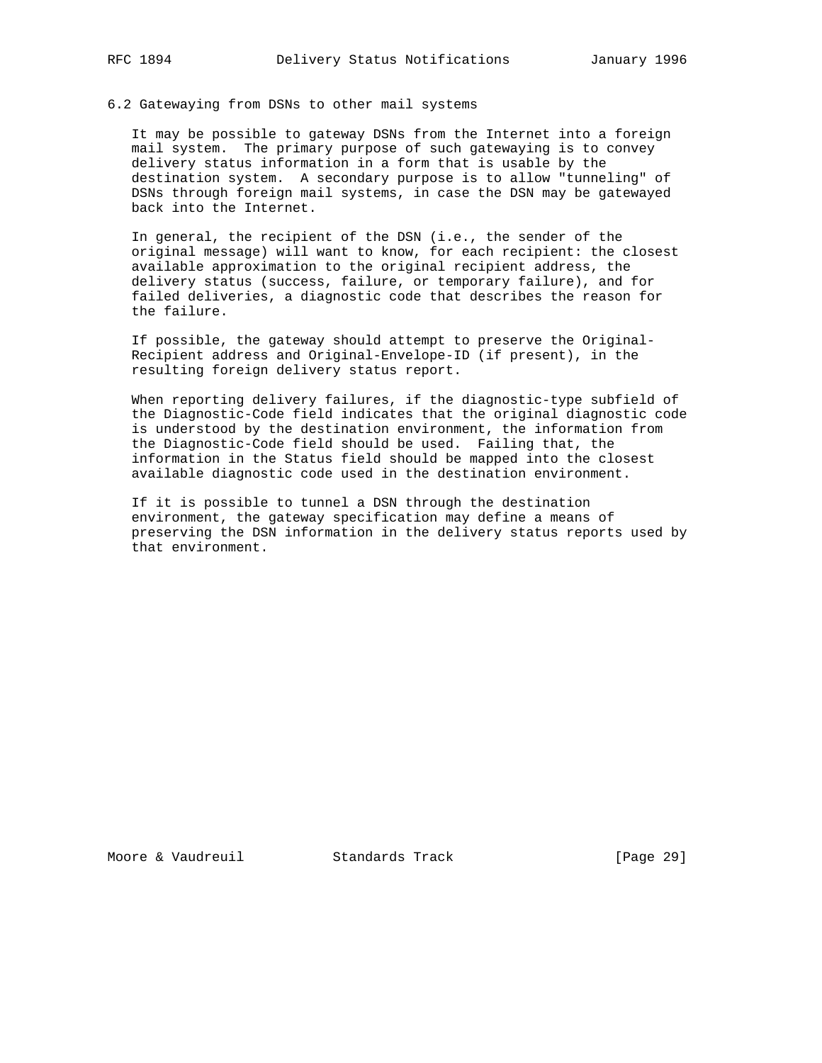### 6.2 Gatewaying from DSNs to other mail systems

It may be possible to gateway DSNs from the Internet into a foreign mail system. The primary purpose of such gatewaying is to convey delivery status information in a form that is usable by the destination system. A secondary purpose is to allow "tunneling" of DSNs through foreign mail systems, in case the DSN may be gatewayed back into the Internet.

In general, the recipient of the DSN (i.e., the sender of the original message) will want to know, for each recipient: the closest available approximation to the original recipient address, the delivery status (success, failure, or temporary failure), and for failed deliveries, a diagnostic code that describes the reason for the failure.

If possible, the gateway should attempt to preserve the Original-Recipient address and Original-Envelope-ID (if present), in the resulting foreign delivery status report.

When reporting delivery failures, if the diagnostic-type subfield of the Diagnostic-Code field indicates that the original diagnostic code is understood by the destination environment, the information from the Diagnostic-Code field should be used. Failing that, the information in the Status field should be mapped into the closest available diagnostic code used in the destination environment.

If it is possible to tunnel a DSN through the destination environment, the gateway specification may define a means of preserving the DSN information in the delivery status reports used by that environment.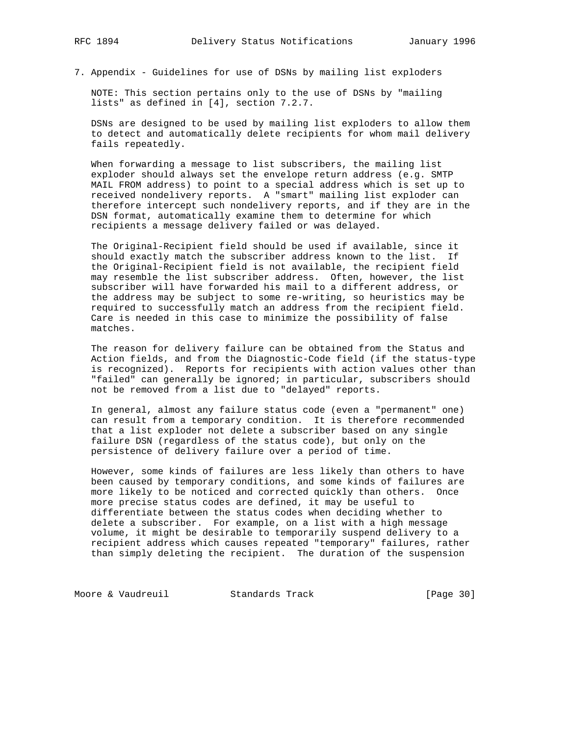## 7. Appendix - Guidelines for use of DSNs by mailing list exploders

NOTE: This section pertains only to the use of DSNs by "mailing lists" as defined in [4], section 7.2.7.

DSNs are designed to be used by mailing list exploders to allow them to detect and automatically delete recipients for whom mail delivery fails repeatedly.

When forwarding a message to list subscribers, the mailing list exploder should always set the envelope return address (e.g. SMTP MAIL FROM address) to point to a special address which is set up to received nondelivery reports. A "smart" mailing list exploder can therefore intercept such nondelivery reports, and if they are in the DSN format, automatically examine them to determine for which recipients a message delivery failed or was delayed.

The Original-Recipient field should be used if available, since it should exactly match the subscriber address known to the list. If the Original-Recipient field is not available, the recipient field may resemble the list subscriber address. Often, however, the list subscriber will have forwarded his mail to a different address, or the address may be subject to some re-writing, so heuristics may be required to successfully match an address from the recipient field. Care is needed in this case to minimize the possibility of false matches.

The reason for delivery failure can be obtained from the Status and Action fields, and from the Diagnostic-Code field (if the status-type is recognized). Reports for recipients with action values other than "failed" can generally be ignored; in particular, subscribers should not be removed from a list due to "delayed" reports.

In general, almost any failure status code (even a "permanent" one) can result from a temporary condition. It is therefore recommended that a list exploder not delete a subscriber based on any single failure DSN (regardless of the status code), but only on the persistence of delivery failure over a period of time.

However, some kinds of failures are less likely than others to have been caused by temporary conditions, and some kinds of failures are more likely to be noticed and corrected quickly than others. Once more precise status codes are defined, it may be useful to differentiate between the status codes when deciding whether to delete a subscriber. For example, on a list with a high message volume, it might be desirable to temporarily suspend delivery to a recipient address which causes repeated "temporary" failures, rather than simply deleting the recipient. The duration of the suspension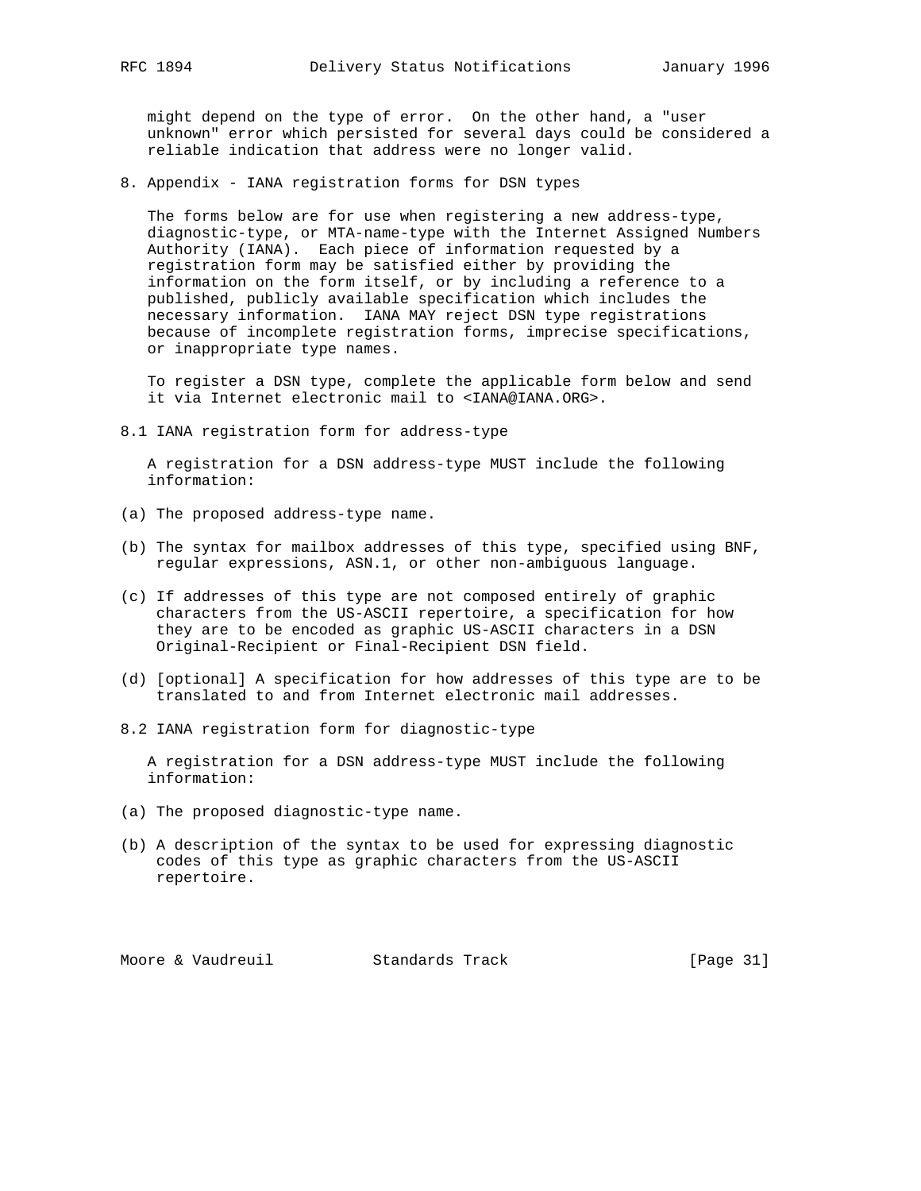might depend on the type of error. On the other hand, a "user unknown" error which persisted for several days could be considered a reliable indication that address were no longer valid.

## 8. Appendix - IANA registration forms for DSN types

The forms below are for use when registering a new address-type, diagnostic-type, or MTA-name-type with the Internet Assigned Numbers Authority (IANA). Each piece of information requested by a registration form may be satisfied either by providing the information on the form itself, or by including a reference to a published, publicly available specification which includes the necessary information. IANA MAY reject DSN type registrations because of incomplete registration forms, imprecise specifications, or inappropriate type names.

To register a DSN type, complete the applicable form below and send it via Internet electronic mail to <IANA@IANA.ORG>.

### 8.1 IANA registration form for address-type

A registration for a DSN address-type MUST include the following information:

(a) The proposed address-type name.

(b) The syntax for mailbox addresses of this type, specified using BNF, regular expressions, ASN.1, or other non-ambiguous language.

(c) If addresses of this type are not composed entirely of graphic characters from the US-ASCII repertoire, a specification for how they are to be encoded as graphic US-ASCII characters in a DSN Original-Recipient or Final-Recipient DSN field.

(d) [optional] A specification for how addresses of this type are to be translated to and from Internet electronic mail addresses.

### 8.2 IANA registration form for diagnostic-type

A registration for a DSN address-type MUST include the following information:

(a) The proposed diagnostic-type name.

(b) A description of the syntax to be used for expressing diagnostic codes of this type as graphic characters from the US-ASCII repertoire.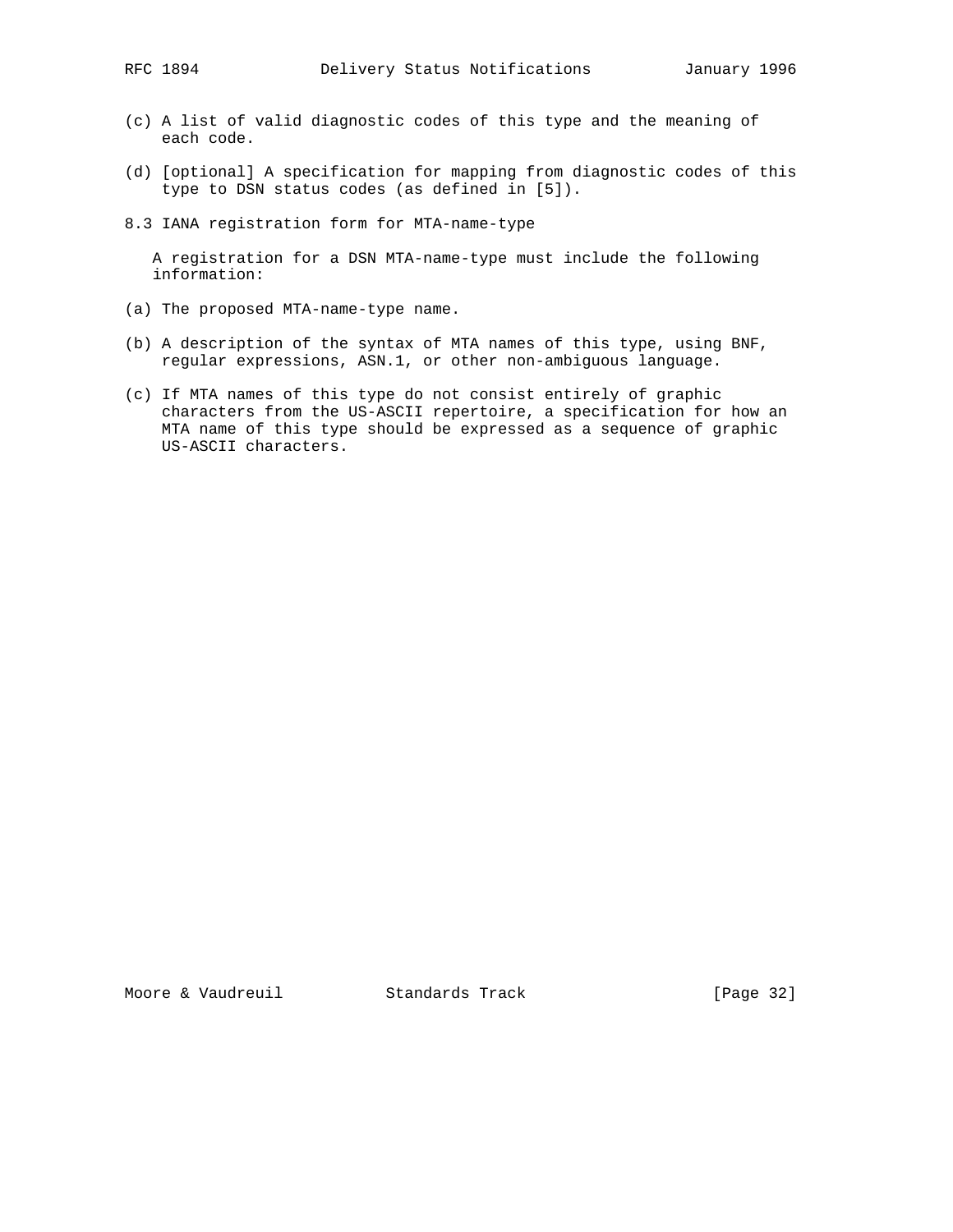(c) A list of valid diagnostic codes of this type and the meaning of each code.

(d) [optional] A specification for mapping from diagnostic codes of this type to DSN status codes (as defined in [5]).

## 8.3 IANA registration form for MTA-name-type

A registration for a DSN MTA-name-type must include the following information:

(a) The proposed MTA-name-type name.

(b) A description of the syntax of MTA names of this type, using BNF, regular expressions, ASN.1, or other non-ambiguous language.

(c) If MTA names of this type do not consist entirely of graphic characters from the US-ASCII repertoire, a specification for how an MTA name of this type should be expressed as a sequence of graphic US-ASCII characters.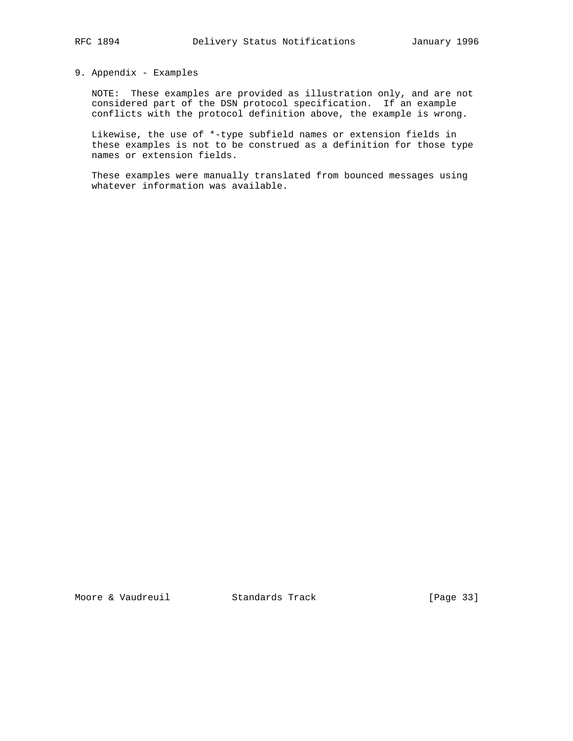## 9. Appendix - Examples

NOTE: These examples are provided as illustration only, and are not considered part of the DSN protocol specification. If an example conflicts with the protocol definition above, the example is wrong.

Likewise, the use of *-type subfield names or extension fields in these examples is not to be construed as a definition for those type names or extension fields.

These examples were manually translated from bounced messages using whatever information was available.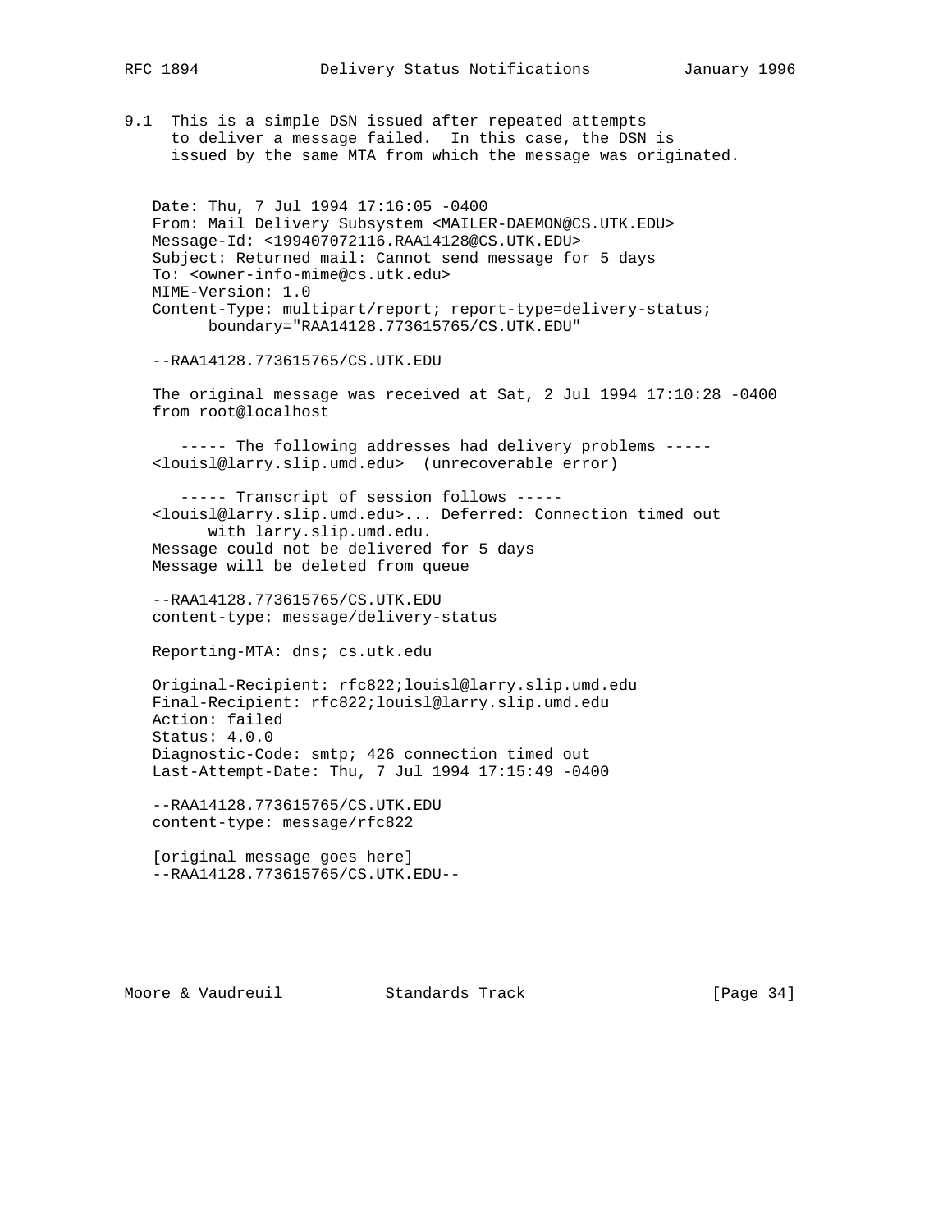9.1 This is a simple DSN issued after repeated attempts to deliver a message failed. In this case, the DSN is issued by the same MTA from which the message was originated.

```
Date: Thu, 7 Jul 1994 17:16:05 -0400
From: Mail Delivery Subsystem <MAILER-DAEMON@CS.UTK.EDU>
Message-Id: <199407072116.RAA14128@CS.UTK.EDU>
Subject: Returned mail: Cannot send message for 5 days
To: <owner-info-mime@cs.utk.edu>
MIME-Version: 1.0
Content-Type: multipart/report; report-type=delivery-status;
      boundary="RAA14128.773615765/CS.UTK.EDU"

--RAA14128.773615765/CS.UTK.EDU

The original message was received at Sat, 2 Jul 1994 17:10:28 -0400
from root@localhost

   ----- The following addresses had delivery problems -----
<louisl@larry.slip.umd.edu>  (unrecoverable error)

   ----- Transcript of session follows -----
<louisl@larry.slip.umd.edu>... Deferred: Connection timed out
      with larry.slip.umd.edu.
Message could not be delivered for 5 days
Message will be deleted from queue

--RAA14128.773615765/CS.UTK.EDU
content-type: message/delivery-status

Reporting-MTA: dns; cs.utk.edu

Original-Recipient: rfc822;louisl@larry.slip.umd.edu
Final-Recipient: rfc822;louisl@larry.slip.umd.edu
Action: failed
Status: 4.0.0
Diagnostic-Code: smtp; 426 connection timed out
Last-Attempt-Date: Thu, 7 Jul 1994 17:15:49 -0400

--RAA14128.773615765/CS.UTK.EDU
content-type: message/rfc822

[original message goes here]
--RAA14128.773615765/CS.UTK.EDU--
```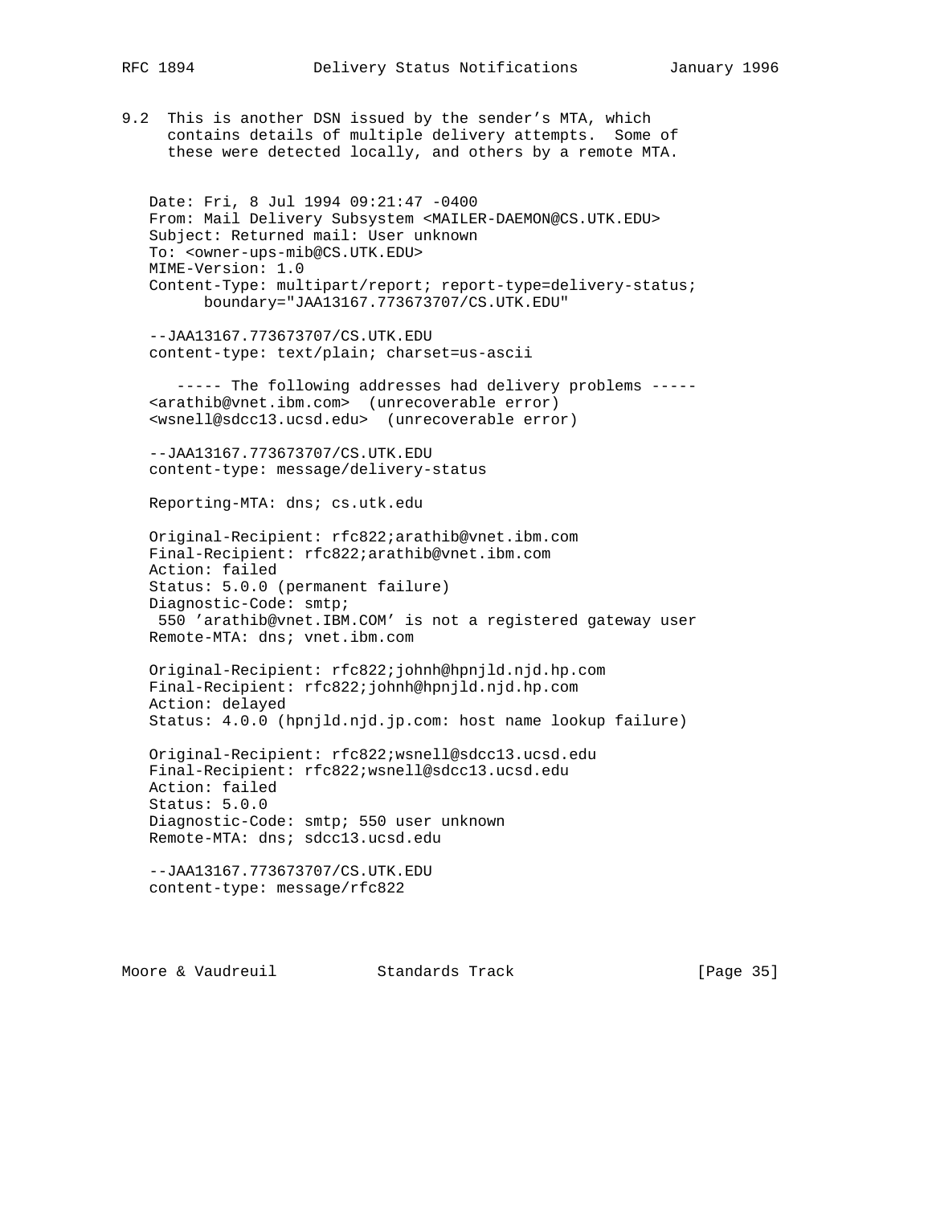9.2 This is another DSN issued by the sender's MTA, which contains details of multiple delivery attempts. Some of these were detected locally, and others by a remote MTA.

```
Date: Fri, 8 Jul 1994 09:21:47 -0400
From: Mail Delivery Subsystem <MAILER-DAEMON@CS.UTK.EDU>
Subject: Returned mail: User unknown
To: <owner-ups-mib@CS.UTK.EDU>
MIME-Version: 1.0
Content-Type: multipart/report; report-type=delivery-status;
      boundary="JAA13167.773673707/CS.UTK.EDU"

--JAA13167.773673707/CS.UTK.EDU
content-type: text/plain; charset=us-ascii

   ----- The following addresses had delivery problems -----
<arathib@vnet.ibm.com>  (unrecoverable error)
<wsnell@sdcc13.ucsd.edu>  (unrecoverable error)

--JAA13167.773673707/CS.UTK.EDU
content-type: message/delivery-status

Reporting-MTA: dns; cs.utk.edu

Original-Recipient: rfc822;arathib@vnet.ibm.com
Final-Recipient: rfc822;arathib@vnet.ibm.com
Action: failed
Status: 5.0.0 (permanent failure)
Diagnostic-Code: smtp;
 550 'arathib@vnet.IBM.COM' is not a registered gateway user
Remote-MTA: dns; vnet.ibm.com

Original-Recipient: rfc822;johnh@hpnjld.njd.hp.com
Final-Recipient: rfc822;johnh@hpnjld.njd.hp.com
Action: delayed
Status: 4.0.0 (hpnjld.njd.jp.com: host name lookup failure)

Original-Recipient: rfc822;wsnell@sdcc13.ucsd.edu
Final-Recipient: rfc822;wsnell@sdcc13.ucsd.edu
Action: failed
Status: 5.0.0
Diagnostic-Code: smtp; 550 user unknown
Remote-MTA: dns; sdcc13.ucsd.edu

--JAA13167.773673707/CS.UTK.EDU
content-type: message/rfc822
```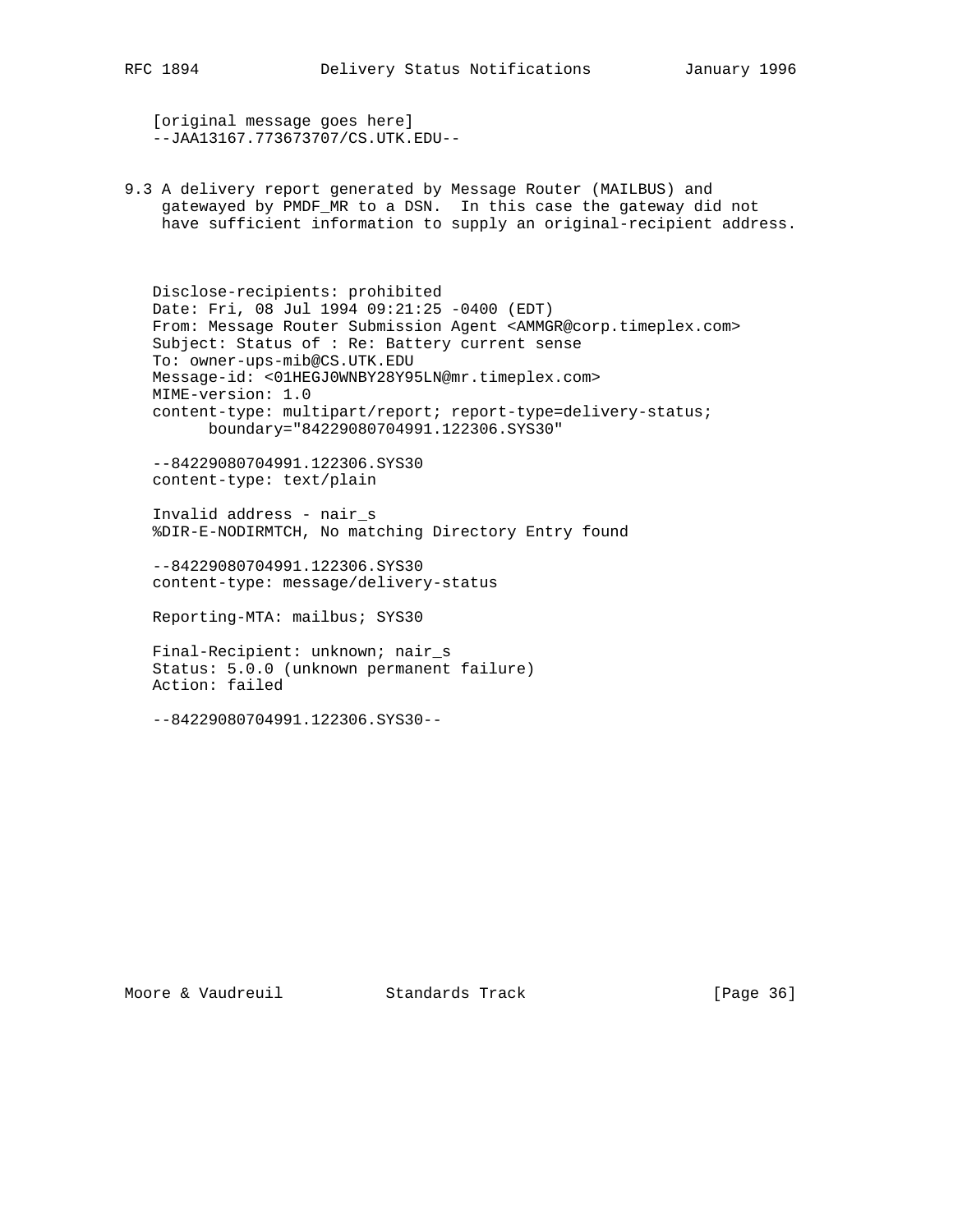```
   [original message goes here]
   --JAA13167.773673707/CS.UTK.EDU--
```

9.3 A delivery report generated by Message Router (MAILBUS) and gatewayed by PMDF_MR to a DSN.  In this case the gateway did not have sufficient information to supply an original-recipient address.

```
   Disclose-recipients: prohibited
   Date: Fri, 08 Jul 1994 09:21:25 -0400 (EDT)
   From: Message Router Submission Agent <AMMGR@corp.timeplex.com>
   Subject: Status of : Re: Battery current sense
   To: owner-ups-mib@CS.UTK.EDU
   Message-id: <01HEGJ0WNBY28Y95LN@mr.timeplex.com>
   MIME-version: 1.0
   content-type: multipart/report; report-type=delivery-status;
         boundary="84229080704991.122306.SYS30"

   --84229080704991.122306.SYS30
   content-type: text/plain

   Invalid address - nair_s
   %DIR-E-NODIRMTCH, No matching Directory Entry found

   --84229080704991.122306.SYS30
   content-type: message/delivery-status

   Reporting-MTA: mailbus; SYS30

   Final-Recipient: unknown; nair_s
   Status: 5.0.0 (unknown permanent failure)
   Action: failed

   --84229080704991.122306.SYS30--
```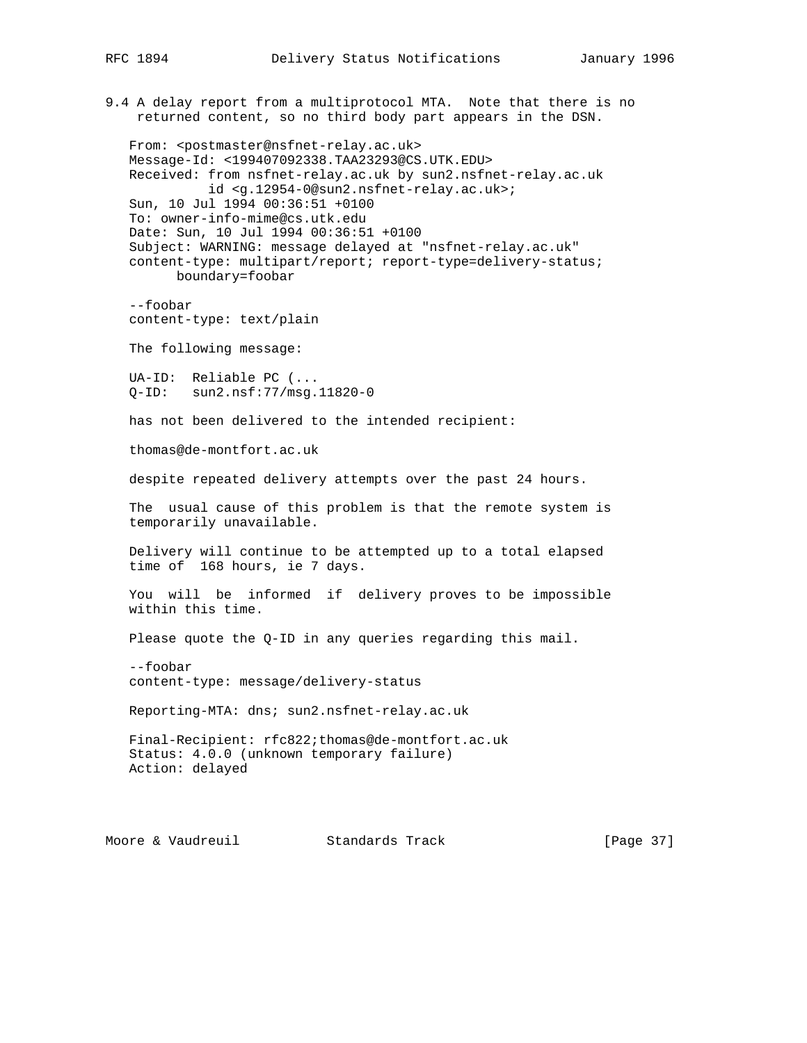9.4 A delay report from a multiprotocol MTA. Note that there is no returned content, so no third body part appears in the DSN.

```
From: <postmaster@nsfnet-relay.ac.uk>
Message-Id: <199407092338.TAA23293@CS.UTK.EDU>
Received: from nsfnet-relay.ac.uk by sun2.nsfnet-relay.ac.uk
          id <g.12954-0@sun2.nsfnet-relay.ac.uk>;
Sun, 10 Jul 1994 00:36:51 +0100
To: owner-info-mime@cs.utk.edu
Date: Sun, 10 Jul 1994 00:36:51 +0100
Subject: WARNING: message delayed at "nsfnet-relay.ac.uk"
content-type: multipart/report; report-type=delivery-status;
      boundary=foobar

--foobar
content-type: text/plain

The following message:

UA-ID:  Reliable PC (...
Q-ID:   sun2.nsf:77/msg.11820-0

has not been delivered to the intended recipient:

thomas@de-montfort.ac.uk

despite repeated delivery attempts over the past 24 hours.

The  usual cause of this problem is that the remote system is
temporarily unavailable.

Delivery will continue to be attempted up to a total elapsed
time of  168 hours, ie 7 days.

You  will  be  informed  if  delivery proves to be impossible
within this time.

Please quote the Q-ID in any queries regarding this mail.

--foobar
content-type: message/delivery-status

Reporting-MTA: dns; sun2.nsfnet-relay.ac.uk

Final-Recipient: rfc822;thomas@de-montfort.ac.uk
Status: 4.0.0 (unknown temporary failure)
Action: delayed
```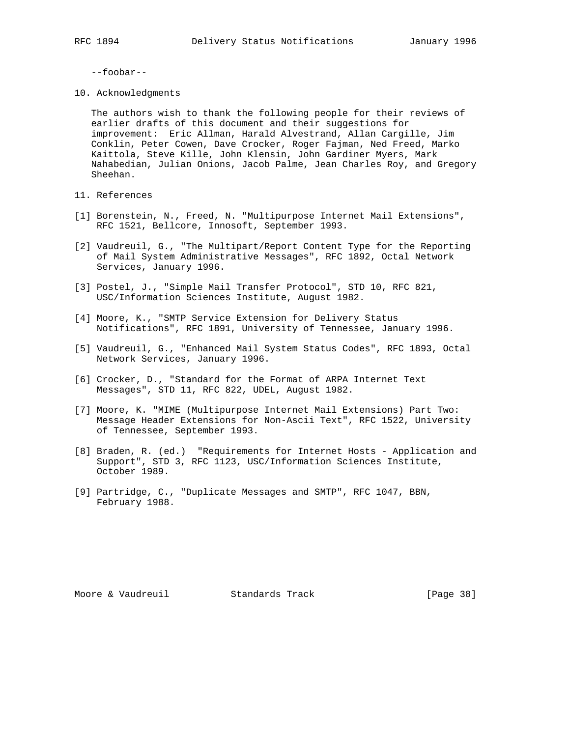--foobar--

## 10. Acknowledgments

The authors wish to thank the following people for their reviews of earlier drafts of this document and their suggestions for improvement: Eric Allman, Harald Alvestrand, Allan Cargille, Jim Conklin, Peter Cowen, Dave Crocker, Roger Fajman, Ned Freed, Marko Kaittola, Steve Kille, John Klensin, John Gardiner Myers, Mark Nahabedian, Julian Onions, Jacob Palme, Jean Charles Roy, and Gregory Sheehan.

## 11. References

[1] Borenstein, N., Freed, N. "Multipurpose Internet Mail Extensions", RFC 1521, Bellcore, Innosoft, September 1993.

[2] Vaudreuil, G., "The Multipart/Report Content Type for the Reporting of Mail System Administrative Messages", RFC 1892, Octal Network Services, January 1996.

[3] Postel, J., "Simple Mail Transfer Protocol", STD 10, RFC 821, USC/Information Sciences Institute, August 1982.

[4] Moore, K., "SMTP Service Extension for Delivery Status Notifications", RFC 1891, University of Tennessee, January 1996.

[5] Vaudreuil, G., "Enhanced Mail System Status Codes", RFC 1893, Octal Network Services, January 1996.

[6] Crocker, D., "Standard for the Format of ARPA Internet Text Messages", STD 11, RFC 822, UDEL, August 1982.

[7] Moore, K. "MIME (Multipurpose Internet Mail Extensions) Part Two: Message Header Extensions for Non-Ascii Text", RFC 1522, University of Tennessee, September 1993.

[8] Braden, R. (ed.) "Requirements for Internet Hosts - Application and Support", STD 3, RFC 1123, USC/Information Sciences Institute, October 1989.

[9] Partridge, C., "Duplicate Messages and SMTP", RFC 1047, BBN, February 1988.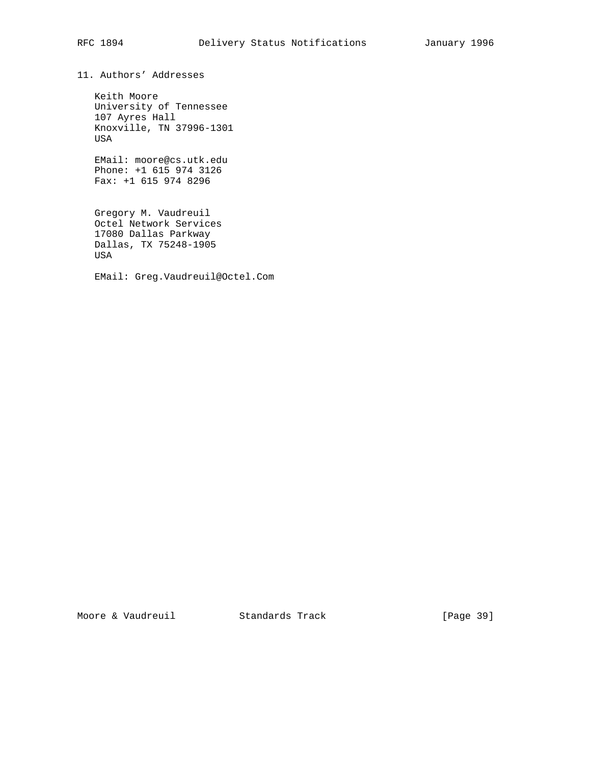## 11. Authors' Addresses

Keith Moore
University of Tennessee
107 Ayres Hall
Knoxville, TN 37996-1301
USA

EMail: moore@cs.utk.edu
Phone: +1 615 974 3126
Fax: +1 615 974 8296

Gregory M. Vaudreuil
Octel Network Services
17080 Dallas Parkway
Dallas, TX 75248-1905
USA

EMail: Greg.Vaudreuil@Octel.Com